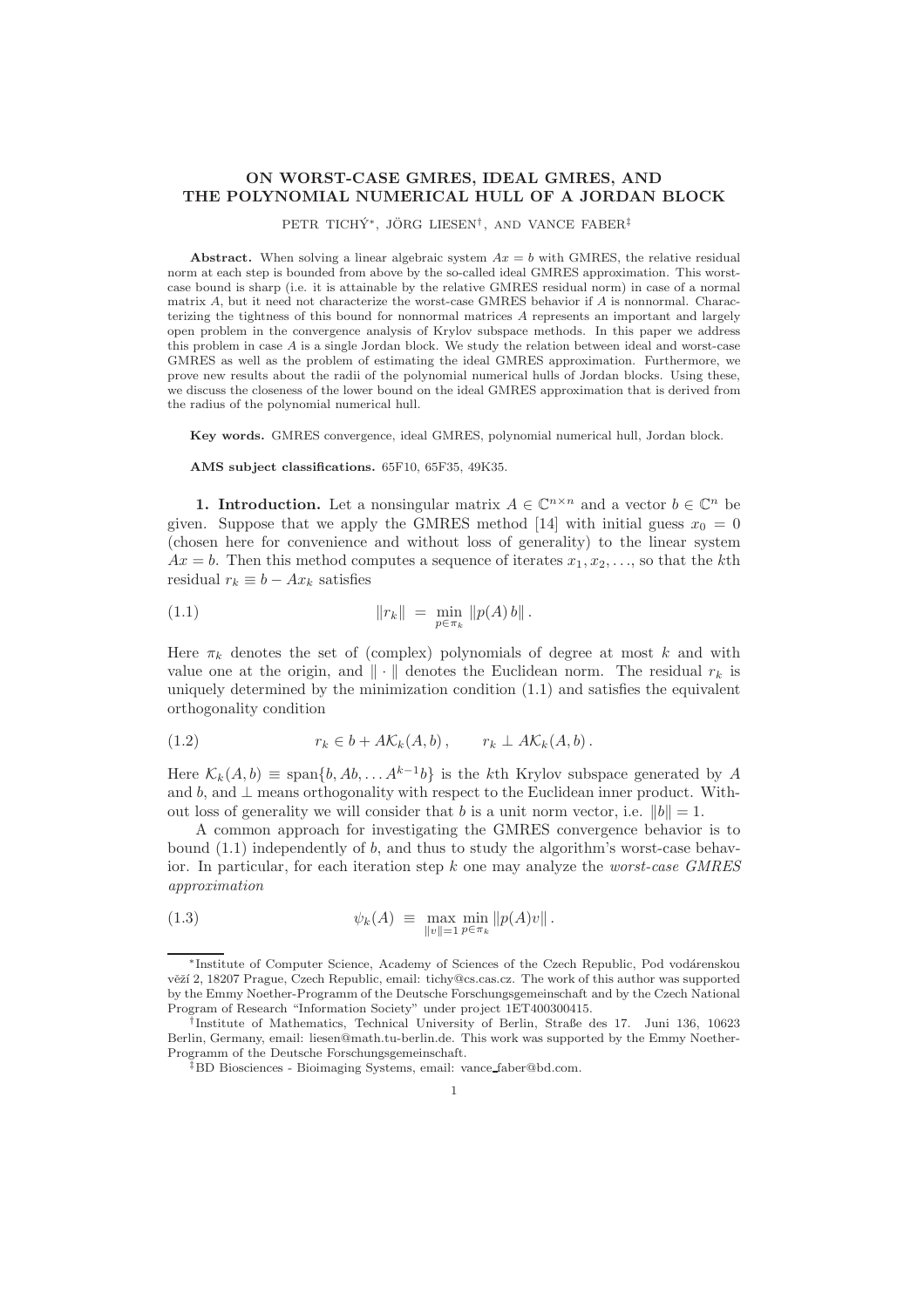# ON WORST-CASE GMRES, IDEAL GMRES, AND THE POLYNOMIAL NUMERICAL HULL OF A JORDAN BLOCK

PETR TICHÝ[*], JÖRG LIESEN[†], AND VANCE FABER[‡]

**Abstract.** When solving a linear algebraic system $Ax = b$ with GMRES, the relative residual norm at each step is bounded from above by the so-called ideal GMRES approximation. This worst-case bound is sharp (i.e. it is attainable by the relative GMRES residual norm) in case of a normal matrix $A$, but it need not characterize the worst-case GMRES behavior if $A$ is nonnormal. Characterizing the tightness of this bound for nonnormal matrices $A$ represents an important and largely open problem in the convergence analysis of Krylov subspace methods. In this paper we address this problem in case $A$ is a single Jordan block. We study the relation between ideal and worst-case GMRES as well as the problem of estimating the ideal GMRES approximation. Furthermore, we prove new results about the radii of the polynomial numerical hulls of Jordan blocks. Using these, we discuss the closeness of the lower bound on the ideal GMRES approximation that is derived from the radius of the polynomial numerical hull.

**Key words.** GMRES convergence, ideal GMRES, polynomial numerical hull, Jordan block.

**AMS subject classifications.** 65F10, 65F35, 49K35.

## 1. Introduction.

Let a nonsingular matrix $A \in \mathbb{C}^{n \times n}$ and a vector $b \in \mathbb{C}^n$ be given. Suppose that we apply the GMRES method [14] with initial guess $x_0 = 0$ (chosen here for convenience and without loss of generality) to the linear system $Ax = b$. Then this method computes a sequence of iterates $x_1, x_2, \ldots$, so that the $k$th residual $r_k \equiv b - Ax_k$ satisfies

$$\|r_k\| \;=\; \min_{p \in \pi_k} \|p(A)\, b\| \,. \tag{1.1}$$

Here $\pi_k$ denotes the set of (complex) polynomials of degree at most $k$ and with value one at the origin, and $\|\cdot\|$ denotes the Euclidean norm. The residual $r_k$ is uniquely determined by the minimization condition (1.1) and satisfies the equivalent orthogonality condition

$$r_k \in b + A\mathcal{K}_k(A, b)\,, \qquad r_k \perp A\mathcal{K}_k(A, b)\,. \tag{1.2}$$

Here $\mathcal{K}_k(A, b) \equiv \text{span}\{b, Ab, \ldots A^{k-1}b\}$ is the $k$th Krylov subspace generated by $A$ and $b$, and $\perp$ means orthogonality with respect to the Euclidean inner product. Without loss of generality we will consider that $b$ is a unit norm vector, i.e. $\|b\| = 1$.

A common approach for investigating the GMRES convergence behavior is to bound (1.1) independently of $b$, and thus to study the algorithm's worst-case behavior. In particular, for each iteration step $k$ one may analyze the *worst-case GMRES approximation*

$$\psi_k(A) \;\equiv\; \max_{\|v\|=1} \min_{p \in \pi_k} \|p(A)v\| \,. \tag{1.3}$$

---

[*] Institute of Computer Science, Academy of Sciences of the Czech Republic, Pod vodárenskou věží 2, 18207 Prague, Czech Republic, email: tichy@cs.cas.cz. The work of this author was supported by the Emmy Noether-Programm of the Deutsche Forschungsgemeinschaft and by the Czech National Program of Research "Information Society" under project 1ET400300415.

[†] Institute of Mathematics, Technical University of Berlin, Straße des 17. Juni 136, 10623 Berlin, Germany, email: liesen@math.tu-berlin.de. This work was supported by the Emmy Noether-Programm of the Deutsche Forschungsgemeinschaft.

[‡] BD Biosciences - Bioimaging Systems, email: vance_faber@bd.com.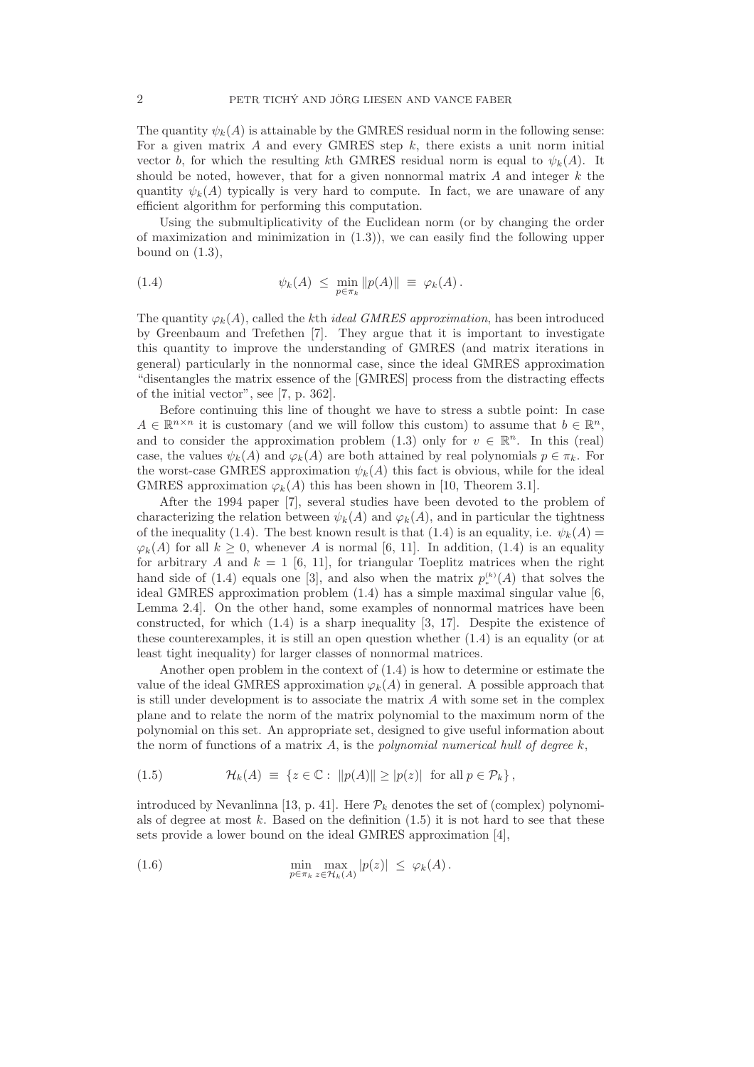The quantity $\psi_k(A)$ is attainable by the GMRES residual norm in the following sense: For a given matrix $A$ and every GMRES step $k$, there exists a unit norm initial vector $b$, for which the resulting $k$th GMRES residual norm is equal to $\psi_k(A)$. It should be noted, however, that for a given nonnormal matrix $A$ and integer $k$ the quantity $\psi_k(A)$ typically is very hard to compute. In fact, we are unaware of any efficient algorithm for performing this computation.

Using the submultiplicativity of the Euclidean norm (or by changing the order of maximization and minimization in (1.3)), we can easily find the following upper bound on (1.3),

$$\psi_k(A) \;\leq\; \min_{p \in \pi_k} \|p(A)\| \;\equiv\; \varphi_k(A)\,. \tag{1.4}$$

The quantity $\varphi_k(A)$, called the $k$th *ideal GMRES approximation*, has been introduced by Greenbaum and Trefethen [7]. They argue that it is important to investigate this quantity to improve the understanding of GMRES (and matrix iterations in general) particularly in the nonnormal case, since the ideal GMRES approximation "disentangles the matrix essence of the [GMRES] process from the distracting effects of the initial vector", see [7, p. 362].

Before continuing this line of thought we have to stress a subtle point: In case $A \in \mathbb{R}^{n\times n}$ it is customary (and we will follow this custom) to assume that $b \in \mathbb{R}^n$, and to consider the approximation problem (1.3) only for $v \in \mathbb{R}^n$. In this (real) case, the values $\psi_k(A)$ and $\varphi_k(A)$ are both attained by real polynomials $p \in \pi_k$. For the worst-case GMRES approximation $\psi_k(A)$ this fact is obvious, while for the ideal GMRES approximation $\varphi_k(A)$ this has been shown in [10, Theorem 3.1].

After the 1994 paper [7], several studies have been devoted to the problem of characterizing the relation between $\psi_k(A)$ and $\varphi_k(A)$, and in particular the tightness of the inequality (1.4). The best known result is that (1.4) is an equality, i.e. $\psi_k(A) = \varphi_k(A)$ for all $k \geq 0$, whenever $A$ is normal [6, 11]. In addition, (1.4) is an equality for arbitrary $A$ and $k = 1$ [6, 11], for triangular Toeplitz matrices when the right hand side of (1.4) equals one [3], and also when the matrix $p_*^{(k)}(A)$ that solves the ideal GMRES approximation problem (1.4) has a simple maximal singular value [6, Lemma 2.4]. On the other hand, some examples of nonnormal matrices have been constructed, for which (1.4) is a sharp inequality [3, 17]. Despite the existence of these counterexamples, it is still an open question whether (1.4) is an equality (or at least tight inequality) for larger classes of nonnormal matrices.

Another open problem in the context of (1.4) is how to determine or estimate the value of the ideal GMRES approximation $\varphi_k(A)$ in general. A possible approach that is still under development is to associate the matrix $A$ with some set in the complex plane and to relate the norm of the matrix polynomial to the maximum norm of the polynomial on this set. An appropriate set, designed to give useful information about the norm of functions of a matrix $A$, is the *polynomial numerical hull of degree* $k$,

$$\mathcal{H}_k(A) \;\equiv\; \{z \in \mathbb{C} : \; \|p(A)\| \geq |p(z)| \;\text{ for all } p \in \mathcal{P}_k\}\,, \tag{1.5}$$

introduced by Nevanlinna [13, p. 41]. Here $\mathcal{P}_k$ denotes the set of (complex) polynomials of degree at most $k$. Based on the definition (1.5) it is not hard to see that these sets provide a lower bound on the ideal GMRES approximation [4],

$$\min_{p\in\pi_k} \max_{z\in\mathcal{H}_k(A)} |p(z)| \;\leq\; \varphi_k(A)\,. \tag{1.6}$$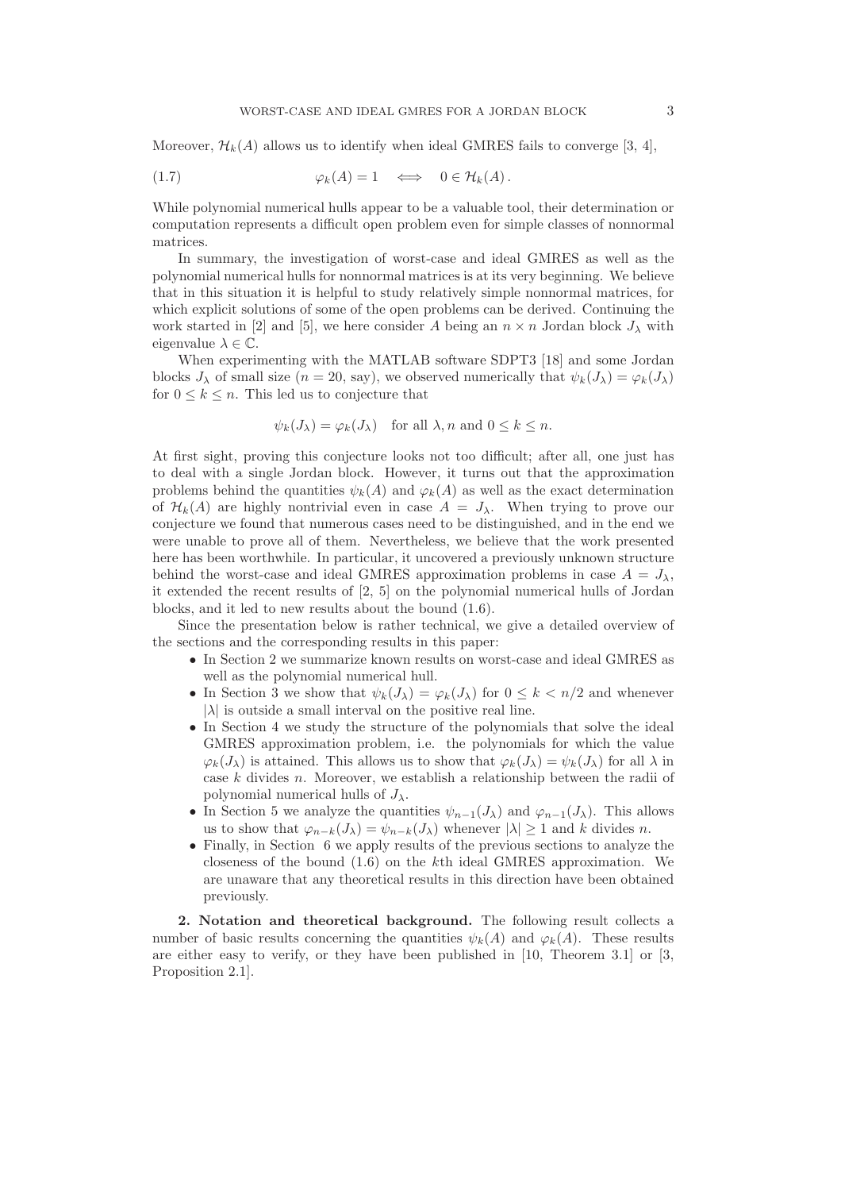Moreover, $\mathcal{H}_k(A)$ allows us to identify when ideal GMRES fails to converge [3, 4],

$$\varphi_k(A) = 1 \quad \Longleftrightarrow \quad 0 \in \mathcal{H}_k(A)\,. \tag{1.7}$$

While polynomial numerical hulls appear to be a valuable tool, their determination or computation represents a difficult open problem even for simple classes of nonnormal matrices.

In summary, the investigation of worst-case and ideal GMRES as well as the polynomial numerical hulls for nonnormal matrices is at its very beginning. We believe that in this situation it is helpful to study relatively simple nonnormal matrices, for which explicit solutions of some of the open problems can be derived. Continuing the work started in [2] and [5], we here consider $A$ being an $n \times n$ Jordan block $J_\lambda$ with eigenvalue $\lambda \in \mathbb{C}$.

When experimenting with the MATLAB software SDPT3 [18] and some Jordan blocks $J_\lambda$ of small size ($n = 20$, say), we observed numerically that $\psi_k(J_\lambda) = \varphi_k(J_\lambda)$ for $0 \leq k \leq n$. This led us to conjecture that

$$\psi_k(J_\lambda) = \varphi_k(J_\lambda) \quad \text{for all } \lambda, n \text{ and } 0 \leq k \leq n.$$

At first sight, proving this conjecture looks not too difficult; after all, one just has to deal with a single Jordan block. However, it turns out that the approximation problems behind the quantities $\psi_k(A)$ and $\varphi_k(A)$ as well as the exact determination of $\mathcal{H}_k(A)$ are highly nontrivial even in case $A = J_\lambda$. When trying to prove our conjecture we found that numerous cases need to be distinguished, and in the end we were unable to prove all of them. Nevertheless, we believe that the work presented here has been worthwhile. In particular, it uncovered a previously unknown structure behind the worst-case and ideal GMRES approximation problems in case $A = J_\lambda$, it extended the recent results of [2, 5] on the polynomial numerical hulls of Jordan blocks, and it led to new results about the bound (1.6).

Since the presentation below is rather technical, we give a detailed overview of the sections and the corresponding results in this paper:

- In Section 2 we summarize known results on worst-case and ideal GMRES as well as the polynomial numerical hull.
- In Section 3 we show that $\psi_k(J_\lambda) = \varphi_k(J_\lambda)$ for $0 \leq k < n/2$ and whenever $|\lambda|$ is outside a small interval on the positive real line.
- In Section 4 we study the structure of the polynomials that solve the ideal GMRES approximation problem, i.e. the polynomials for which the value $\varphi_k(J_\lambda)$ is attained. This allows us to show that $\varphi_k(J_\lambda) = \psi_k(J_\lambda)$ for all $\lambda$ in case $k$ divides $n$. Moreover, we establish a relationship between the radii of polynomial numerical hulls of $J_\lambda$.
- In Section 5 we analyze the quantities $\psi_{n-1}(J_\lambda)$ and $\varphi_{n-1}(J_\lambda)$. This allows us to show that $\varphi_{n-k}(J_\lambda) = \psi_{n-k}(J_\lambda)$ whenever $|\lambda| \geq 1$ and $k$ divides $n$.
- Finally, in Section 6 we apply results of the previous sections to analyze the closeness of the bound (1.6) on the $k$th ideal GMRES approximation. We are unaware that any theoretical results in this direction have been obtained previously.

**2. Notation and theoretical background.** The following result collects a number of basic results concerning the quantities $\psi_k(A)$ and $\varphi_k(A)$. These results are either easy to verify, or they have been published in [10, Theorem 3.1] or [3, Proposition 2.1].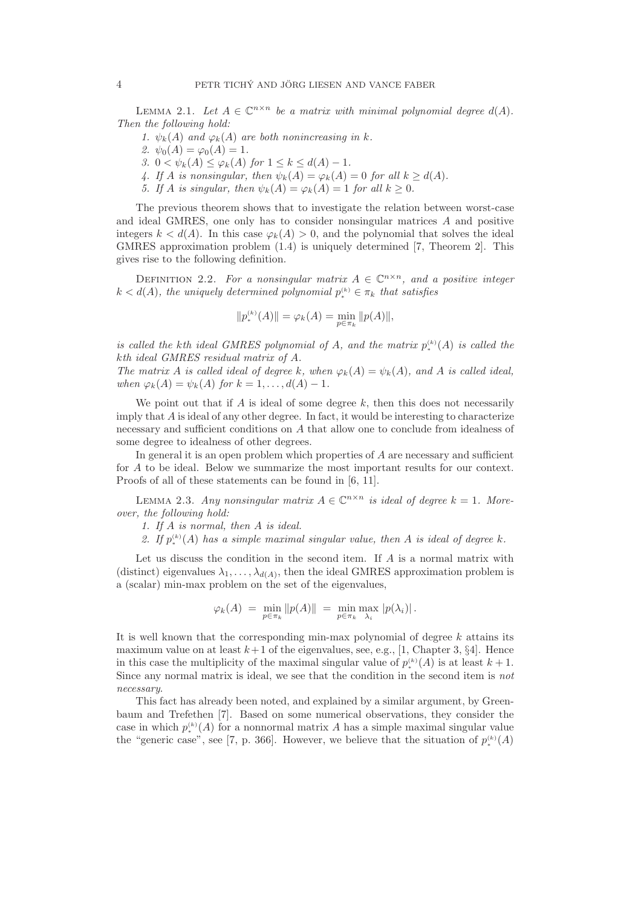**Lemma 2.1.** *Let $A \in \mathbb{C}^{n\times n}$ be a matrix with minimal polynomial degree $d(A)$. Then the following hold:*

1. *$\psi_k(A)$ and $\varphi_k(A)$ are both nonincreasing in $k$.*
2. *$\psi_0(A) = \varphi_0(A) = 1$.*
3. *$0 < \psi_k(A) \le \varphi_k(A)$ for $1 \le k \le d(A) - 1$.*
4. *If $A$ is nonsingular, then $\psi_k(A) = \varphi_k(A) = 0$ for all $k \ge d(A)$.*
5. *If $A$ is singular, then $\psi_k(A) = \varphi_k(A) = 1$ for all $k \ge 0$.*

The previous theorem shows that to investigate the relation between worst-case and ideal GMRES, one only has to consider nonsingular matrices $A$ and positive integers $k < d(A)$. In this case $\varphi_k(A) > 0$, and the polynomial that solves the ideal GMRES approximation problem (1.4) is uniquely determined [7, Theorem 2]. This gives rise to the following definition.

**Definition 2.2.** *For a nonsingular matrix $A \in \mathbb{C}^{n\times n}$, and a positive integer $k < d(A)$, the uniquely determined polynomial $p_*^{(k)} \in \pi_k$ that satisfies*

$$\|p_*^{(k)}(A)\| = \varphi_k(A) = \min_{p\in\pi_k} \|p(A)\|,$$

*is called the kth ideal GMRES polynomial of $A$, and the matrix $p_*^{(k)}(A)$ is called the kth ideal GMRES residual matrix of $A$.*
*The matrix $A$ is called ideal of degree $k$, when $\varphi_k(A) = \psi_k(A)$, and $A$ is called ideal, when $\varphi_k(A) = \psi_k(A)$ for $k = 1, \ldots, d(A) - 1$.*

We point out that if $A$ is ideal of some degree $k$, then this does not necessarily imply that $A$ is ideal of any other degree. In fact, it would be interesting to characterize necessary and sufficient conditions on $A$ that allow one to conclude from idealness of some degree to idealness of other degrees.

In general it is an open problem which properties of $A$ are necessary and sufficient for $A$ to be ideal. Below we summarize the most important results for our context. Proofs of all of these statements can be found in [6, 11].

**Lemma 2.3.** *Any nonsingular matrix $A \in \mathbb{C}^{n\times n}$ is ideal of degree $k = 1$. Moreover, the following hold:*

1. *If $A$ is normal, then $A$ is ideal.*
2. *If $p_*^{(k)}(A)$ has a simple maximal singular value, then $A$ is ideal of degree $k$.*

Let us discuss the condition in the second item. If $A$ is a normal matrix with (distinct) eigenvalues $\lambda_1, \ldots, \lambda_{d(A)}$, then the ideal GMRES approximation problem is a (scalar) min-max problem on the set of the eigenvalues,

$$\varphi_k(A) \;=\; \min_{p\in\pi_k} \|p(A)\| \;=\; \min_{p\in\pi_k} \max_{\lambda_i} |p(\lambda_i)|\,.$$

It is well known that the corresponding min-max polynomial of degree $k$ attains its maximum value on at least $k+1$ of the eigenvalues, see, e.g., [1, Chapter 3, §4]. Hence in this case the multiplicity of the maximal singular value of $p_*^{(k)}(A)$ is at least $k+1$. Since any normal matrix is ideal, we see that the condition in the second item is *not necessary*.

This fact has already been noted, and explained by a similar argument, by Greenbaum and Trefethen [7]. Based on some numerical observations, they consider the case in which $p_*^{(k)}(A)$ for a nonnormal matrix $A$ has a simple maximal singular value the "generic case", see [7, p. 366]. However, we believe that the situation of $p_*^{(k)}(A)$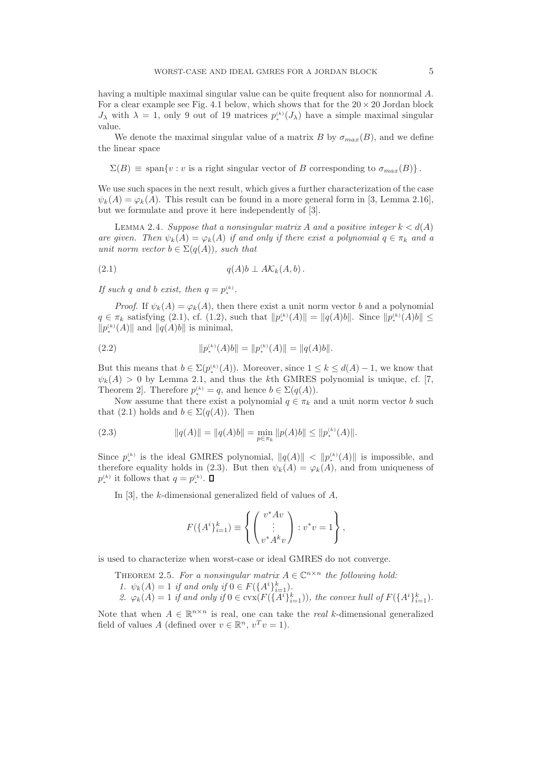having a multiple maximal singular value can be quite frequent also for nonnormal $A$. For a clear example see Fig. 4.1 below, which shows that for the $20 \times 20$ Jordan block $J_\lambda$ with $\lambda = 1$, only 9 out of 19 matrices $p_*^{(k)}(J_\lambda)$ have a simple maximal singular value.

We denote the maximal singular value of a matrix $B$ by $\sigma_{max}(B)$, and we define the linear space

$$\Sigma(B) \equiv \text{span}\{v : v \text{ is a right singular vector of } B \text{ corresponding to } \sigma_{max}(B)\}.$$

We use such spaces in the next result, which gives a further characterization of the case $\psi_k(A) = \varphi_k(A)$. This result can be found in a more general form in [3, Lemma 2.16], but we formulate and prove it here independently of [3].

Lemma 2.4. *Suppose that a nonsingular matrix $A$ and a positive integer $k < d(A)$ are given. Then $\psi_k(A) = \varphi_k(A)$ if and only if there exist a polynomial $q \in \pi_k$ and a unit norm vector $b \in \Sigma(q(A))$, such that*

$$q(A)b \perp A\mathcal{K}_k(A, b)\,. \tag{2.1}$$

*If such $q$ and $b$ exist, then $q = p_*^{(k)}$.*

*Proof.* If $\psi_k(A) = \varphi_k(A)$, then there exist a unit norm vector $b$ and a polynomial $q \in \pi_k$ satisfying (2.1), cf. (1.2), such that $\|p_*^{(k)}(A)\| = \|q(A)b\|$. Since $\|p_*^{(k)}(A)b\| \leq \|p_*^{(k)}(A)\|$ and $\|q(A)b\|$ is minimal,

$$\|p_*^{(k)}(A)b\| = \|p_*^{(k)}(A)\| = \|q(A)b\|. \tag{2.2}$$

But this means that $b \in \Sigma(p_*^{(k)}(A))$. Moreover, since $1 \leq k \leq d(A) - 1$, we know that $\psi_k(A) > 0$ by Lemma 2.1, and thus the $k$th GMRES polynomial is unique, cf. [7, Theorem 2]. Therefore $p_*^{(k)} = q$, and hence $b \in \Sigma(q(A))$.

Now assume that there exist a polynomial $q \in \pi_k$ and a unit norm vector $b$ such that (2.1) holds and $b \in \Sigma(q(A))$. Then

$$\|q(A)\| = \|q(A)b\| = \min_{p \in \pi_k} \|p(A)b\| \leq \|p_*^{(k)}(A)\|. \tag{2.3}$$

Since $p_*^{(k)}$ is the ideal GMRES polynomial, $\|q(A)\| < \|p_*^{(k)}(A)\|$ is impossible, and therefore equality holds in (2.3). But then $\psi_k(A) = \varphi_k(A)$, and from uniqueness of $p_*^{(k)}$ it follows that $q = p_*^{(k)}$. $\square$

In [3], the $k$-dimensional generalized field of values of $A$,

$$F(\{A^i\}_{i=1}^k) \equiv \left\{ \begin{pmatrix} v^*Av \\ \vdots \\ v^*A^kv \end{pmatrix} : v^*v = 1 \right\},$$

is used to characterize when worst-case or ideal GMRES do not converge.

Theorem 2.5. *For a nonsingular matrix $A \in \mathbb{C}^{n\times n}$ the following hold:*

1. *$\psi_k(A) = 1$ if and only if $0 \in F(\{A^i\}_{i=1}^k)$.*
2. *$\varphi_k(A) = 1$ if and only if $0 \in \text{cvx}(F(\{A^i\}_{i=1}^k))$, the convex hull of $F(\{A^i\}_{i=1}^k)$.*

Note that when $A \in \mathbb{R}^{n\times n}$ is real, one can take the *real* $k$-dimensional generalized field of values $A$ (defined over $v \in \mathbb{R}^n$, $v^Tv = 1$).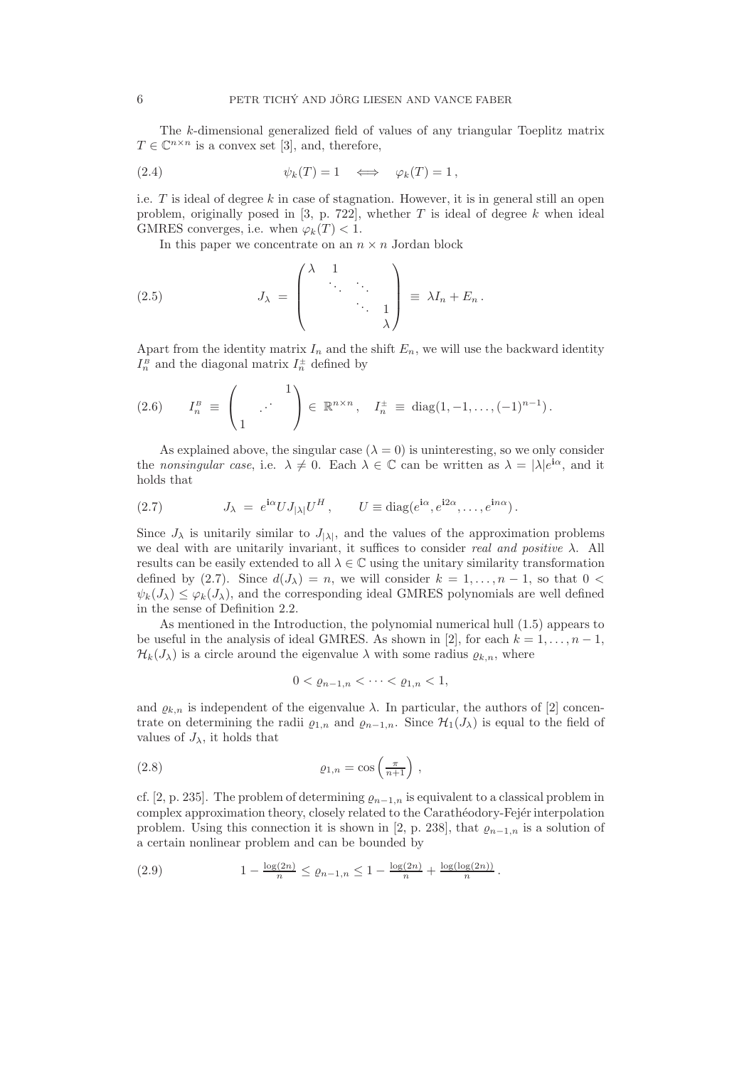The $k$-dimensional generalized field of values of any triangular Toeplitz matrix $T \in \mathbb{C}^{n\times n}$ is a convex set [3], and, therefore,

$$
\psi_k(T) = 1 \quad \Longleftrightarrow \quad \varphi_k(T) = 1\,, \tag{2.4}
$$

i.e. $T$ is ideal of degree $k$ in case of stagnation. However, it is in general still an open problem, originally posed in [3, p. 722], whether $T$ is ideal of degree $k$ when ideal GMRES converges, i.e. when $\varphi_k(T) < 1$.

In this paper we concentrate on an $n \times n$ Jordan block

$$
J_\lambda \;=\; \begin{pmatrix} \lambda & 1 & & \\ & \ddots & \ddots & \\ & & \ddots & 1 \\ & & & \lambda \end{pmatrix} \;\equiv\; \lambda I_n + E_n\,. \tag{2.5}
$$

Apart from the identity matrix $I_n$ and the shift $E_n$, we will use the backward identity $I_n^{B}$ and the diagonal matrix $I_n^{\pm}$ defined by

$$
I_n^{B} \;\equiv\; \begin{pmatrix} & & 1 \\ & \cdot^{\cdot^{\cdot}} & \\ 1 & & \end{pmatrix} \in \mathbb{R}^{n\times n}\,, \quad I_n^{\pm} \;\equiv\; \operatorname{diag}(1, -1, \ldots, (-1)^{n-1})\,. \tag{2.6}
$$

As explained above, the singular case ($\lambda = 0$) is uninteresting, so we only consider the *nonsingular case*, i.e. $\lambda \neq 0$. Each $\lambda \in \mathbb{C}$ can be written as $\lambda = |\lambda| e^{\mathbf{i}\alpha}$, and it holds that

$$
J_\lambda \;=\; e^{\mathbf{i}\alpha} U J_{|\lambda|} U^H\,, \qquad U \equiv \operatorname{diag}(e^{\mathbf{i}\alpha}, e^{\mathbf{i}2\alpha}, \ldots, e^{\mathbf{i}n\alpha})\,. \tag{2.7}
$$

Since $J_\lambda$ is unitarily similar to $J_{|\lambda|}$, and the values of the approximation problems we deal with are unitarily invariant, it suffices to consider *real and positive* $\lambda$. All results can be easily extended to all $\lambda \in \mathbb{C}$ using the unitary similarity transformation defined by (2.7). Since $d(J_\lambda) = n$, we will consider $k = 1, \ldots, n-1$, so that $0 < \psi_k(J_\lambda) \leq \varphi_k(J_\lambda)$, and the corresponding ideal GMRES polynomials are well defined in the sense of Definition 2.2.

As mentioned in the Introduction, the polynomial numerical hull (1.5) appears to be useful in the analysis of ideal GMRES. As shown in [2], for each $k = 1, \ldots, n-1$, $\mathcal{H}_k(J_\lambda)$ is a circle around the eigenvalue $\lambda$ with some radius $\varrho_{k,n}$, where

$$
0 < \varrho_{n-1,n} < \cdots < \varrho_{1,n} < 1,
$$

and $\varrho_{k,n}$ is independent of the eigenvalue $\lambda$. In particular, the authors of [2] concentrate on determining the radii $\varrho_{1,n}$ and $\varrho_{n-1,n}$. Since $\mathcal{H}_1(J_\lambda)$ is equal to the field of values of $J_\lambda$, it holds that

$$
\varrho_{1,n} = \cos\left(\tfrac{\pi}{n+1}\right)\,, \tag{2.8}
$$

cf. [2, p. 235]. The problem of determining $\varrho_{n-1,n}$ is equivalent to a classical problem in complex approximation theory, closely related to the Carathéodory-Fejér interpolation problem. Using this connection it is shown in [2, p. 238], that $\varrho_{n-1,n}$ is a solution of a certain nonlinear problem and can be bounded by

$$
1 - \tfrac{\log(2n)}{n} \leq \varrho_{n-1,n} \leq 1 - \tfrac{\log(2n)}{n} + \tfrac{\log(\log(2n))}{n}\,. \tag{2.9}
$$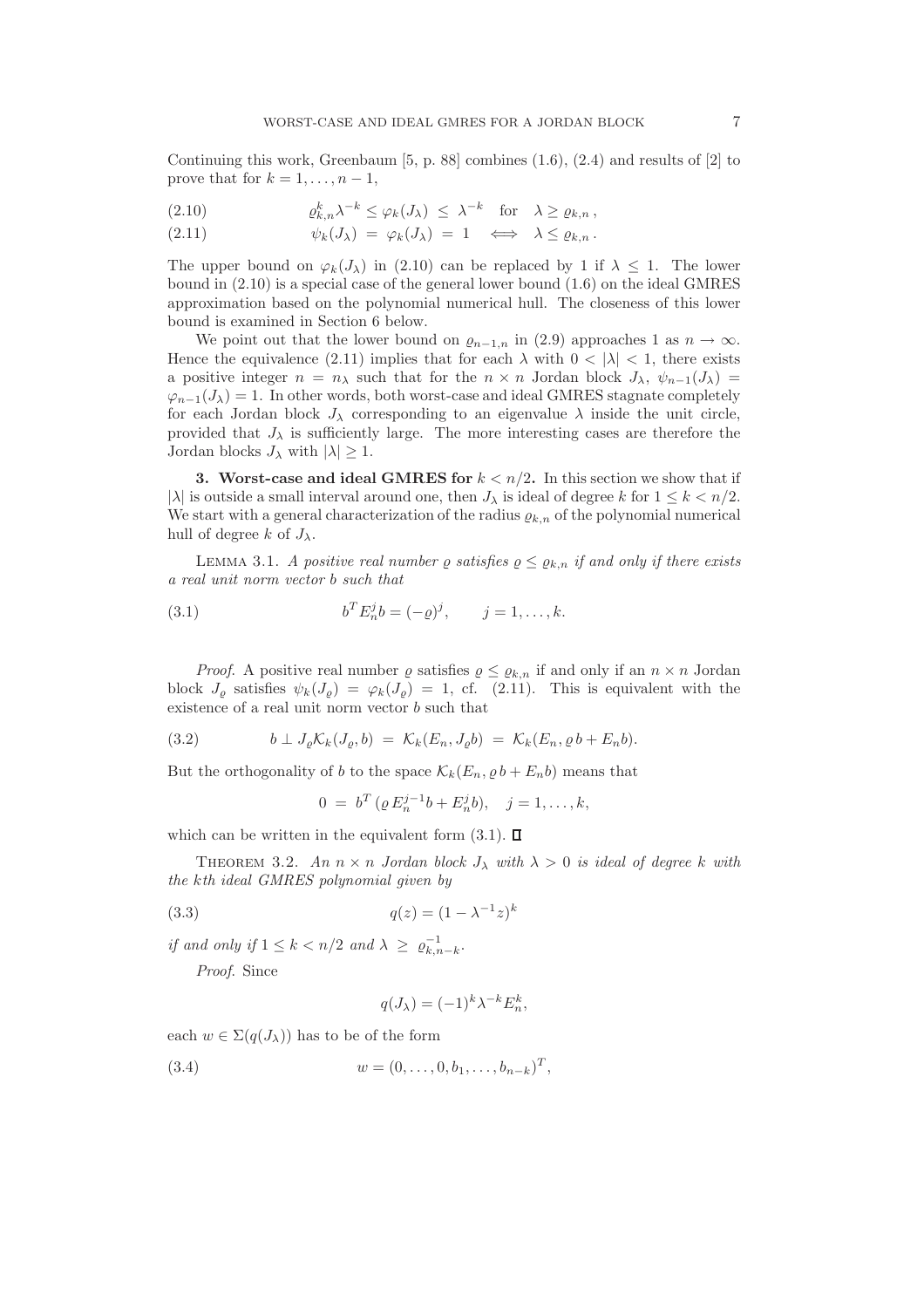Continuing this work, Greenbaum [5, p. 88] combines (1.6), (2.4) and results of [2] to prove that for $k = 1, \ldots, n-1$,

$$\varrho_{k,n}^k \lambda^{-k} \le \varphi_k(J_\lambda) \;\le\; \lambda^{-k} \quad \text{for} \quad \lambda \ge \varrho_{k,n}\,, \tag{2.10}$$

$$\psi_k(J_\lambda) \;=\; \varphi_k(J_\lambda) \;=\; 1 \quad \Longleftrightarrow \quad \lambda \le \varrho_{k,n}\,. \tag{2.11}$$

The upper bound on $\varphi_k(J_\lambda)$ in (2.10) can be replaced by 1 if $\lambda \le 1$. The lower bound in (2.10) is a special case of the general lower bound (1.6) on the ideal GMRES approximation based on the polynomial numerical hull. The closeness of this lower bound is examined in Section 6 below.

We point out that the lower bound on $\varrho_{n-1,n}$ in (2.9) approaches 1 as $n \to \infty$. Hence the equivalence (2.11) implies that for each $\lambda$ with $0 < |\lambda| < 1$, there exists a positive integer $n = n_\lambda$ such that for the $n \times n$ Jordan block $J_\lambda$, $\psi_{n-1}(J_\lambda) = \varphi_{n-1}(J_\lambda) = 1$. In other words, both worst-case and ideal GMRES stagnate completely for each Jordan block $J_\lambda$ corresponding to an eigenvalue $\lambda$ inside the unit circle, provided that $J_\lambda$ is sufficiently large. The more interesting cases are therefore the Jordan blocks $J_\lambda$ with $|\lambda| \ge 1$.

## 3. Worst-case and ideal GMRES for $k < n/2$.

In this section we show that if $|\lambda|$ is outside a small interval around one, then $J_\lambda$ is ideal of degree $k$ for $1 \le k < n/2$. We start with a general characterization of the radius $\varrho_{k,n}$ of the polynomial numerical hull of degree $k$ of $J_\lambda$.

Lemma 3.1. *A positive real number $\varrho$ satisfies $\varrho \le \varrho_{k,n}$ if and only if there exists a real unit norm vector $b$ such that*

$$b^T E_n^j b = (-\varrho)^j, \qquad j = 1, \ldots, k. \tag{3.1}$$

*Proof.* A positive real number $\varrho$ satisfies $\varrho \le \varrho_{k,n}$ if and only if an $n \times n$ Jordan block $J_\varrho$ satisfies $\psi_k(J_\varrho) = \varphi_k(J_\varrho) = 1$, cf. (2.11). This is equivalent with the existence of a real unit norm vector $b$ such that

$$b \perp J_\varrho \mathcal{K}_k(J_\varrho, b) \;=\; \mathcal{K}_k(E_n, J_\varrho b) \;=\; \mathcal{K}_k(E_n, \varrho\, b + E_n b). \tag{3.2}$$

But the orthogonality of $b$ to the space $\mathcal{K}_k(E_n, \varrho\, b + E_n b)$ means that

$$0 \;=\; b^T\,(\varrho\, E_n^{j-1} b + E_n^j b), \quad j = 1, \ldots, k,$$

which can be written in the equivalent form (3.1). $\square$

Theorem 3.2. *An $n \times n$ Jordan block $J_\lambda$ with $\lambda > 0$ is ideal of degree $k$ with the $k$th ideal GMRES polynomial given by*

$$q(z) = (1 - \lambda^{-1} z)^k \tag{3.3}$$

*if and only if $1 \le k < n/2$ and $\lambda \;\ge\; \varrho_{k,n-k}^{-1}$.*

*Proof.* Since

$$q(J_\lambda) = (-1)^k \lambda^{-k} E_n^k,$$

each $w \in \Sigma(q(J_\lambda))$ has to be of the form

$$w = (0, \ldots, 0, b_1, \ldots, b_{n-k})^T, \tag{3.4}$$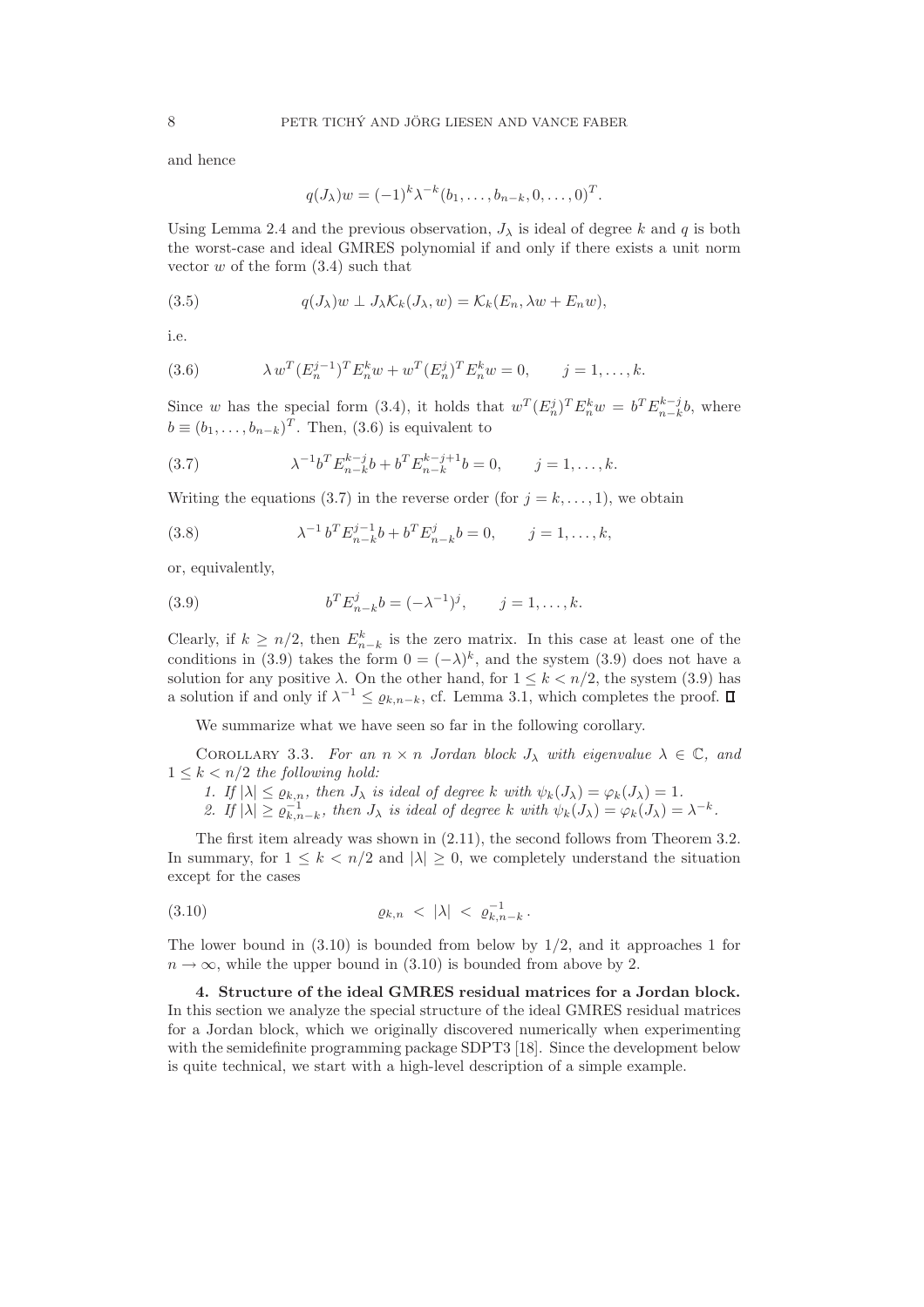and hence

$$q(J_\lambda)w = (-1)^k \lambda^{-k} (b_1, \ldots, b_{n-k}, 0, \ldots, 0)^T.$$

Using Lemma 2.4 and the previous observation, $J_\lambda$ is ideal of degree $k$ and $q$ is both the worst-case and ideal GMRES polynomial if and only if there exists a unit norm vector $w$ of the form (3.4) such that

$$q(J_\lambda)w \perp J_\lambda \mathcal{K}_k(J_\lambda, w) = \mathcal{K}_k(E_n, \lambda w + E_n w), \tag{3.5}$$

i.e.

$$\lambda\, w^T (E_n^{j-1})^T E_n^k w + w^T (E_n^j)^T E_n^k w = 0, \qquad j = 1, \ldots, k. \tag{3.6}$$

Since $w$ has the special form (3.4), it holds that $w^T (E_n^j)^T E_n^k w = b^T E_{n-k}^{k-j} b$, where $b \equiv (b_1, \ldots, b_{n-k})^T$. Then, (3.6) is equivalent to

$$\lambda^{-1} b^T E_{n-k}^{k-j} b + b^T E_{n-k}^{k-j+1} b = 0, \qquad j = 1, \ldots, k. \tag{3.7}$$

Writing the equations (3.7) in the reverse order (for $j = k, \ldots, 1$), we obtain

$$\lambda^{-1}\, b^T E_{n-k}^{j-1} b + b^T E_{n-k}^{j} b = 0, \qquad j = 1, \ldots, k, \tag{3.8}$$

or, equivalently,

$$b^T E_{n-k}^{j} b = (-\lambda^{-1})^j, \qquad j = 1, \ldots, k. \tag{3.9}$$

Clearly, if $k \geq n/2$, then $E_{n-k}^k$ is the zero matrix. In this case at least one of the conditions in (3.9) takes the form $0 = (-\lambda)^k$, and the system (3.9) does not have a solution for any positive $\lambda$. On the other hand, for $1 \leq k < n/2$, the system (3.9) has a solution if and only if $\lambda^{-1} \leq \varrho_{k,n-k}$, cf. Lemma 3.1, which completes the proof. $\square$

We summarize what we have seen so far in the following corollary.

Corollary 3.3. *For an $n \times n$ Jordan block $J_\lambda$ with eigenvalue $\lambda \in \mathbb{C}$, and $1 \leq k < n/2$ the following hold:*

1. *If $|\lambda| \leq \varrho_{k,n}$, then $J_\lambda$ is ideal of degree $k$ with $\psi_k(J_\lambda) = \varphi_k(J_\lambda) = 1$.*
2. *If $|\lambda| \geq \varrho_{k,n-k}^{-1}$, then $J_\lambda$ is ideal of degree $k$ with $\psi_k(J_\lambda) = \varphi_k(J_\lambda) = \lambda^{-k}$.*

The first item already was shown in (2.11), the second follows from Theorem 3.2. In summary, for $1 \leq k < n/2$ and $|\lambda| \geq 0$, we completely understand the situation except for the cases

$$\varrho_{k,n} \;<\; |\lambda| \;<\; \varrho_{k,n-k}^{-1}\,. \tag{3.10}$$

The lower bound in (3.10) is bounded from below by $1/2$, and it approaches 1 for $n \to \infty$, while the upper bound in (3.10) is bounded from above by 2.

## 4. Structure of the ideal GMRES residual matrices for a Jordan block.

In this section we analyze the special structure of the ideal GMRES residual matrices for a Jordan block, which we originally discovered numerically when experimenting with the semidefinite programming package SDPT3 [18]. Since the development below is quite technical, we start with a high-level description of a simple example.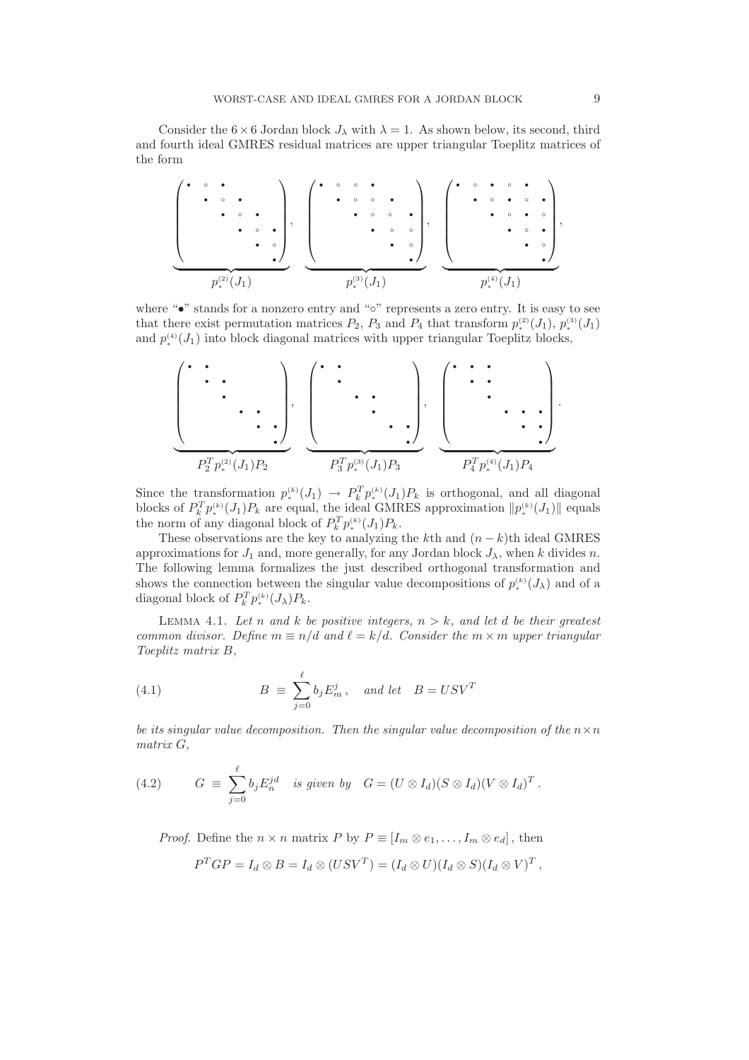Consider the $6 \times 6$ Jordan block $J_\lambda$ with $\lambda = 1$. As shown below, its second, third and fourth ideal GMRES residual matrices are upper triangular Toeplitz matrices of the form

$$
\underbrace{\begin{pmatrix}
\bullet & \circ & \bullet & & & \\
 & \bullet & \circ & \bullet & & \\
 & & \bullet & \circ & \bullet & \\
 & & & \bullet & \circ & \bullet \\
 & & & & \bullet & \circ \\
 & & & & & \bullet
\end{pmatrix}}_{p_*^{(2)}(J_1)}, \quad
\underbrace{\begin{pmatrix}
\bullet & \circ & \circ & \bullet & & \\
 & \bullet & \circ & \circ & \bullet & \\
 & & \bullet & \circ & \circ & \bullet \\
 & & & \bullet & \circ & \circ \\
 & & & & \bullet & \circ \\
 & & & & & \bullet
\end{pmatrix}}_{p_*^{(3)}(J_1)}, \quad
\underbrace{\begin{pmatrix}
\bullet & \circ & \bullet & \circ & \bullet & \\
 & \bullet & \circ & \bullet & \circ & \bullet \\
 & & \bullet & \circ & \bullet & \circ \\
 & & & \bullet & \circ & \bullet \\
 & & & & \bullet & \circ \\
 & & & & & \bullet
\end{pmatrix}}_{p_*^{(4)}(J_1)},
$$

where "$\bullet$" stands for a nonzero entry and "$\circ$" represents a zero entry. It is easy to see that there exist permutation matrices $P_2$, $P_3$ and $P_4$ that transform $p_*^{(2)}(J_1)$, $p_*^{(3)}(J_1)$ and $p_*^{(4)}(J_1)$ into block diagonal matrices with upper triangular Toeplitz blocks,

$$
\underbrace{\begin{pmatrix}
\bullet & \bullet & & & & \\
 & \bullet & \bullet & & & \\
 & & \bullet & & & \\
 & & & \bullet & \bullet & \\
 & & & & \bullet & \bullet \\
 & & & & & \bullet
\end{pmatrix}}_{P_2^T p_*^{(2)}(J_1) P_2}, \quad
\underbrace{\begin{pmatrix}
\bullet & \bullet & & & & \\
 & \bullet & & & & \\
 & & \bullet & \bullet & & \\
 & & & \bullet & & \\
 & & & & \bullet & \bullet \\
 & & & & & \bullet
\end{pmatrix}}_{P_3^T p_*^{(3)}(J_1) P_3}, \quad
\underbrace{\begin{pmatrix}
\bullet & \bullet & \bullet & & & \\
 & \bullet & \bullet & & & \\
 & & \bullet & & & \\
 & & & \bullet & \bullet & \bullet \\
 & & & & \bullet & \bullet \\
 & & & & & \bullet
\end{pmatrix}}_{P_4^T p_*^{(4)}(J_1) P_4}.
$$

Since the transformation $p_*^{(k)}(J_1) \rightarrow P_k^T p_*^{(k)}(J_1) P_k$ is orthogonal, and all diagonal blocks of $P_k^T p_*^{(k)}(J_1) P_k$ are equal, the ideal GMRES approximation $\|p_*^{(k)}(J_1)\|$ equals the norm of any diagonal block of $P_k^T p_*^{(k)}(J_1) P_k$.

These observations are the key to analyzing the $k$th and $(n-k)$th ideal GMRES approximations for $J_1$ and, more generally, for any Jordan block $J_\lambda$, when $k$ divides $n$. The following lemma formalizes the just described orthogonal transformation and shows the connection between the singular value decompositions of $p_*^{(k)}(J_\lambda)$ and of a diagonal block of $P_k^T p_*^{(k)}(J_\lambda) P_k$.

Lemma 4.1. *Let $n$ and $k$ be positive integers, $n > k$, and let $d$ be their greatest common divisor. Define $m \equiv n/d$ and $\ell = k/d$. Consider the $m \times m$ upper triangular Toeplitz matrix $B$,*

$$
B \;\equiv\; \sum_{j=0}^{\ell} b_j E_m^j\,, \quad \textit{and let} \quad B = USV^T \tag{4.1}
$$

*be its singular value decomposition. Then the singular value decomposition of the $n \times n$ matrix $G$,*

$$
G \;\equiv\; \sum_{j=0}^{\ell} b_j E_n^{jd} \quad \textit{is given by} \quad G = (U \otimes I_d)(S \otimes I_d)(V \otimes I_d)^T\,. \tag{4.2}
$$

*Proof.* Define the $n \times n$ matrix $P$ by $P \equiv [I_m \otimes e_1, \ldots, I_m \otimes e_d]\,$, then

$$
P^T G P = I_d \otimes B = I_d \otimes (USV^T) = (I_d \otimes U)(I_d \otimes S)(I_d \otimes V)^T\,,
$$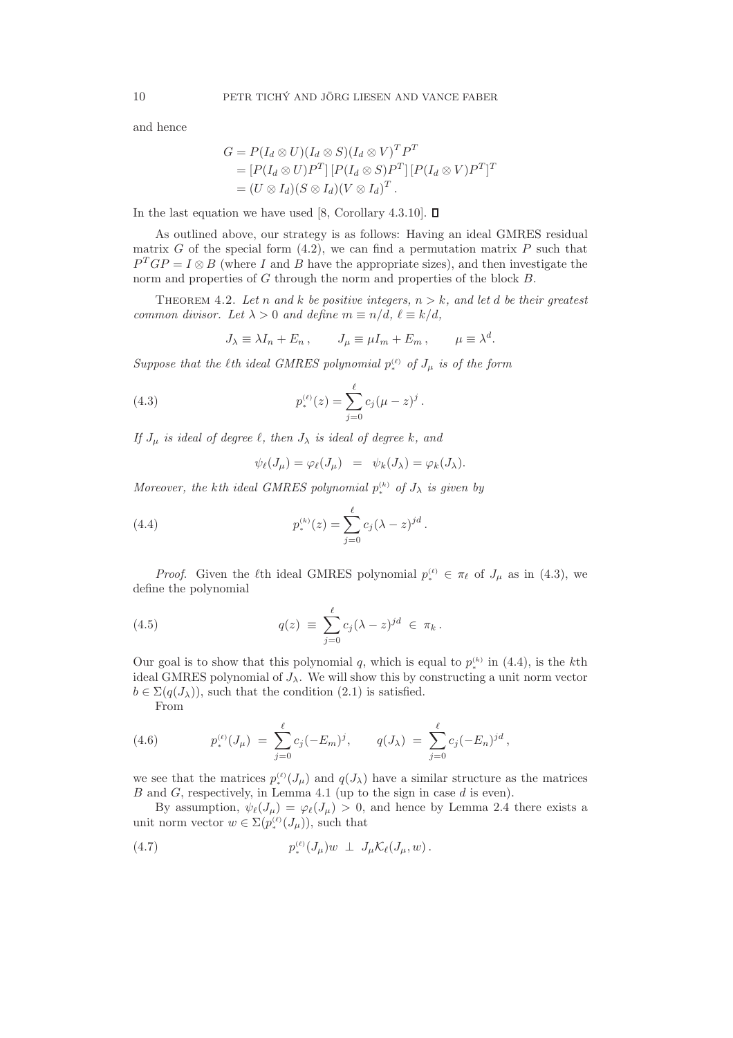and hence

$$
\begin{aligned}
G &= P(I_d \otimes U)(I_d \otimes S)(I_d \otimes V)^T P^T \\
&= [P(I_d \otimes U)P^T]\,[P(I_d \otimes S)P^T]\,[P(I_d \otimes V)P^T]^T \\
&= (U \otimes I_d)(S \otimes I_d)(V \otimes I_d)^T .
\end{aligned}
$$

In the last equation we have used [8, Corollary 4.3.10]. ◻

As outlined above, our strategy is as follows: Having an ideal GMRES residual matrix $G$ of the special form (4.2), we can find a permutation matrix $P$ such that $P^T G P = I \otimes B$ (where $I$ and $B$ have the appropriate sizes), and then investigate the norm and properties of $G$ through the norm and properties of the block $B$.

THEOREM 4.2. *Let $n$ and $k$ be positive integers, $n > k$, and let $d$ be their greatest common divisor. Let $\lambda > 0$ and define $m \equiv n/d$, $\ell \equiv k/d$,*

$$
J_\lambda \equiv \lambda I_n + E_n\,, \qquad J_\mu \equiv \mu I_m + E_m\,, \qquad \mu \equiv \lambda^d.
$$

*Suppose that the $\ell$th ideal GMRES polynomial $p_*^{(\ell)}$ of $J_\mu$ is of the form*

$$
p_*^{(\ell)}(z) = \sum_{j=0}^{\ell} c_j (\mu - z)^j\,. \tag{4.3}
$$

*If $J_\mu$ is ideal of degree $\ell$, then $J_\lambda$ is ideal of degree $k$, and*

$$
\psi_\ell(J_\mu) = \varphi_\ell(J_\mu) \;\;=\;\; \psi_k(J_\lambda) = \varphi_k(J_\lambda).
$$

*Moreover, the $k$th ideal GMRES polynomial $p_*^{(k)}$ of $J_\lambda$ is given by*

$$
p_*^{(k)}(z) = \sum_{j=0}^{\ell} c_j (\lambda - z)^{jd}\,. \tag{4.4}
$$

*Proof.* Given the $\ell$th ideal GMRES polynomial $p_*^{(\ell)} \in \pi_\ell$ of $J_\mu$ as in (4.3), we define the polynomial

$$
q(z) \;\equiv\; \sum_{j=0}^{\ell} c_j (\lambda - z)^{jd} \;\in\; \pi_k\,. \tag{4.5}
$$

Our goal is to show that this polynomial $q$, which is equal to $p_*^{(k)}$ in (4.4), is the $k$th ideal GMRES polynomial of $J_\lambda$. We will show this by constructing a unit norm vector $b \in \Sigma(q(J_\lambda))$, such that the condition (2.1) is satisfied.

From

$$
p_*^{(\ell)}(J_\mu) \;=\; \sum_{j=0}^{\ell} c_j (-E_m)^j, \qquad q(J_\lambda) \;=\; \sum_{j=0}^{\ell} c_j (-E_n)^{jd}\,, \tag{4.6}
$$

we see that the matrices $p_*^{(\ell)}(J_\mu)$ and $q(J_\lambda)$ have a similar structure as the matrices $B$ and $G$, respectively, in Lemma 4.1 (up to the sign in case $d$ is even).

By assumption, $\psi_\ell(J_\mu) = \varphi_\ell(J_\mu) > 0$, and hence by Lemma 2.4 there exists a unit norm vector $w \in \Sigma(p_*^{(\ell)}(J_\mu))$, such that

$$
p_*^{(\ell)}(J_\mu) w \;\perp\; J_\mu \mathcal{K}_\ell(J_\mu, w)\,. \tag{4.7}
$$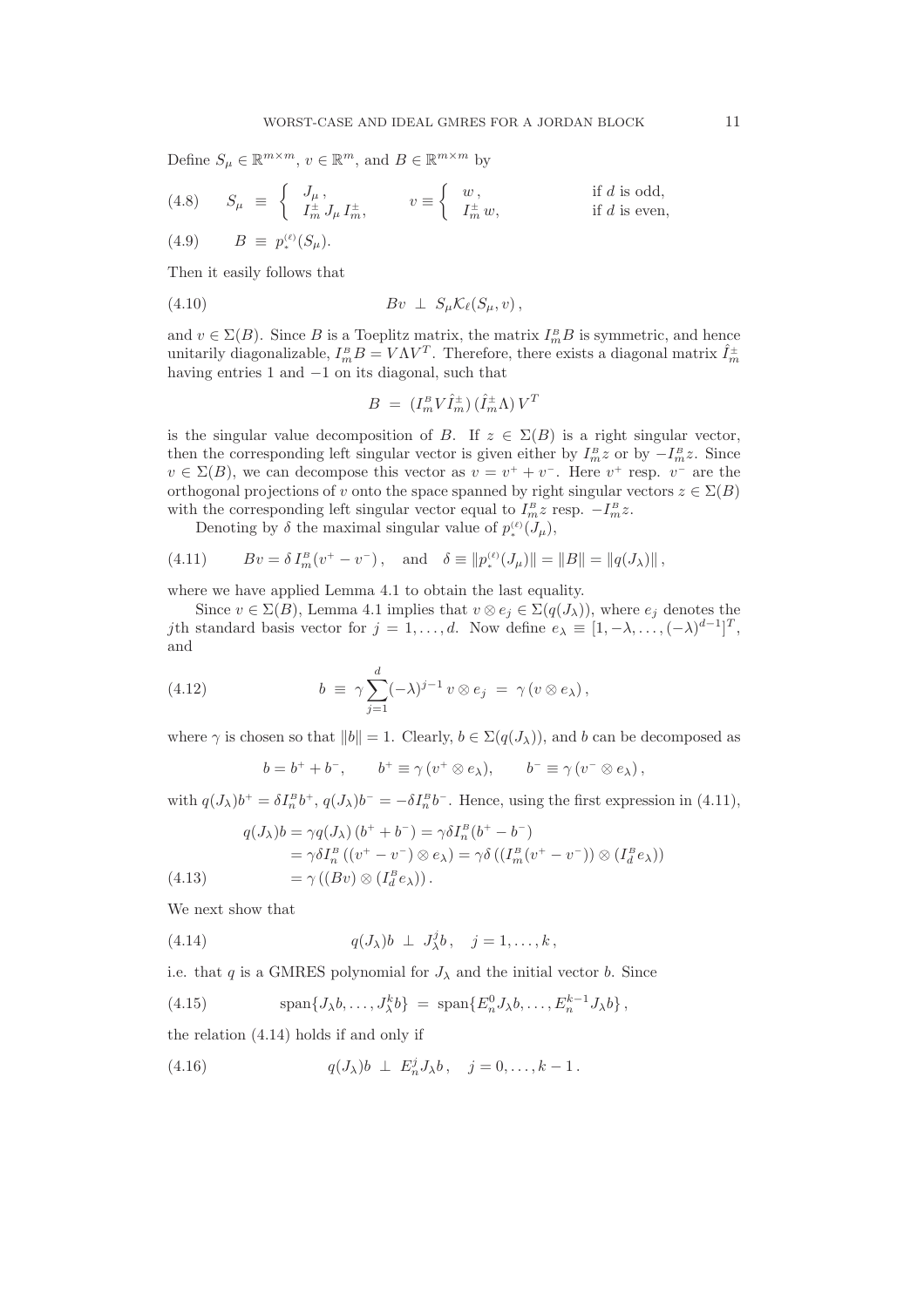Define $S_\mu \in \mathbb{R}^{m\times m}$, $v \in \mathbb{R}^m$, and $B \in \mathbb{R}^{m\times m}$ by

$$
(4.8) \qquad S_\mu \;\equiv\; \begin{cases} J_\mu\,, \\ I_m^{\pm} J_\mu I_m^{\pm}, \end{cases} \qquad v \equiv \begin{cases} w\,, & \text{if } d \text{ is odd,} \\ I_m^{\pm} w, & \text{if } d \text{ is even,} \end{cases}
$$

$$
(4.9) \qquad B \;\equiv\; p_*^{(\ell)}(S_\mu).
$$

Then it easily follows that

$$
(4.10) \qquad Bv \;\perp\; S_\mu \mathcal{K}_\ell(S_\mu, v)\,,
$$

and $v \in \Sigma(B)$. Since $B$ is a Toeplitz matrix, the matrix $I_m^B B$ is symmetric, and hence unitarily diagonalizable, $I_m^B B = V\Lambda V^T$. Therefore, there exists a diagonal matrix $\hat{I}_m^{\pm}$ having entries 1 and $-1$ on its diagonal, such that

$$
B \;=\; (I_m^B V \hat{I}_m^{\pm})\,(\hat{I}_m^{\pm}\Lambda)\,V^T
$$

is the singular value decomposition of $B$. If $z \in \Sigma(B)$ is a right singular vector, then the corresponding left singular vector is given either by $I_m^B z$ or by $-I_m^B z$. Since $v \in \Sigma(B)$, we can decompose this vector as $v = v^+ + v^-$. Here $v^+$ resp. $v^-$ are the orthogonal projections of $v$ onto the space spanned by right singular vectors $z \in \Sigma(B)$ with the corresponding left singular vector equal to $I_m^B z$ resp. $-I_m^B z$.

Denoting by $\delta$ the maximal singular value of $p_*^{(\ell)}(J_\mu)$,

$$
(4.11) \qquad Bv = \delta\, I_m^B(v^+ - v^-)\,, \quad \text{and} \quad \delta \equiv \|p_*^{(\ell)}(J_\mu)\| = \|B\| = \|q(J_\lambda)\|\,,
$$

where we have applied Lemma 4.1 to obtain the last equality.

Since $v \in \Sigma(B)$, Lemma 4.1 implies that $v \otimes e_j \in \Sigma(q(J_\lambda))$, where $e_j$ denotes the $j$th standard basis vector for $j = 1,\ldots,d$. Now define $e_\lambda \equiv [1, -\lambda, \ldots, (-\lambda)^{d-1}]^T$, and

$$
(4.12) \qquad b \;\equiv\; \gamma \sum_{j=1}^{d} (-\lambda)^{j-1}\, v \otimes e_j \;=\; \gamma\,(v \otimes e_\lambda)\,,
$$

where $\gamma$ is chosen so that $\|b\| = 1$. Clearly, $b \in \Sigma(q(J_\lambda))$, and $b$ can be decomposed as

$$
b = b^+ + b^-, \qquad b^+ \equiv \gamma\,(v^+ \otimes e_\lambda), \qquad b^- \equiv \gamma\,(v^- \otimes e_\lambda)\,,
$$

with $q(J_\lambda)b^+ = \delta I_n^B b^+$, $q(J_\lambda)b^- = -\delta I_n^B b^-$. Hence, using the first expression in (4.11),

$$
\begin{aligned}
q(J_\lambda)b &= \gamma q(J_\lambda)\,(b^+ + b^-) = \gamma\delta I_n^B(b^+ - b^-) \\
&= \gamma\delta I_n^B\,((v^+ - v^-) \otimes e_\lambda) = \gamma\delta\,((I_m^B(v^+ - v^-)) \otimes (I_d^B e_\lambda)) \\
(4.13) \qquad &= \gamma\,((Bv) \otimes (I_d^B e_\lambda))\,.
\end{aligned}
$$

We next show that

$$
(4.14) \qquad q(J_\lambda)b \;\perp\; J_\lambda^j b\,, \quad j = 1,\ldots,k\,,
$$

i.e. that $q$ is a GMRES polynomial for $J_\lambda$ and the initial vector $b$. Since

$$
(4.15) \qquad \operatorname{span}\{J_\lambda b, \ldots, J_\lambda^k b\} \;=\; \operatorname{span}\{E_n^0 J_\lambda b, \ldots, E_n^{k-1} J_\lambda b\}\,,
$$

the relation (4.14) holds if and only if

$$
(4.16) \qquad q(J_\lambda)b \;\perp\; E_n^j J_\lambda b\,, \quad j = 0,\ldots,k-1\,.
$$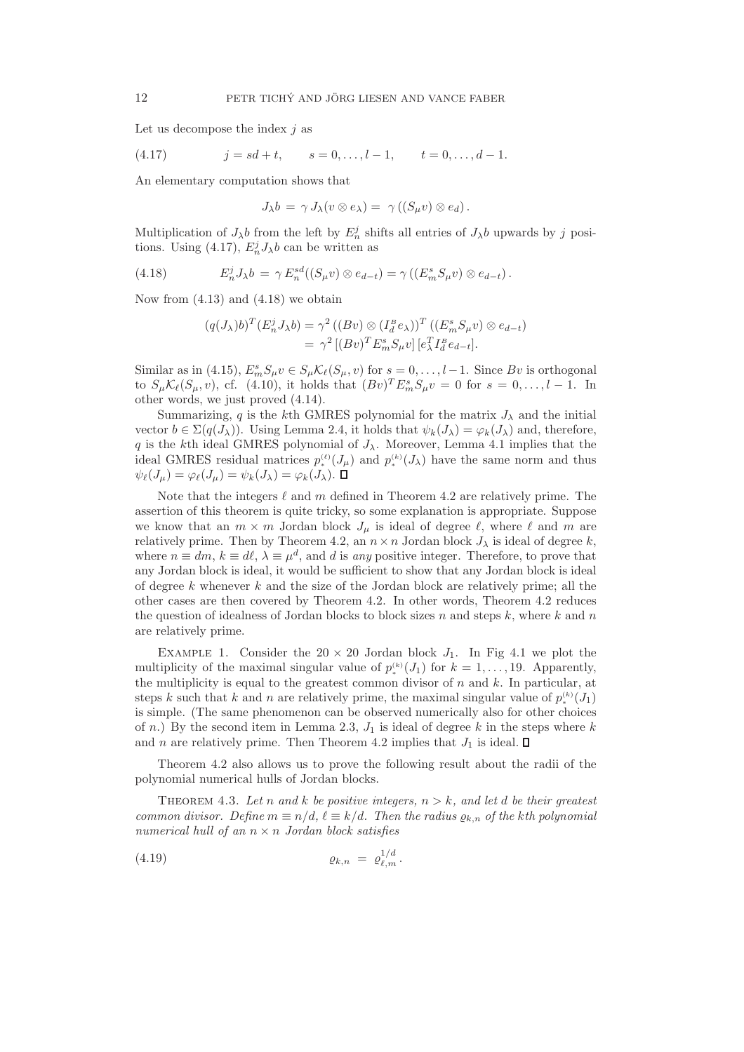Let us decompose the index $j$ as

$$j = sd + t, \qquad s = 0, \ldots, l-1, \qquad t = 0, \ldots, d-1. \tag{4.17}$$

An elementary computation shows that

$$J_\lambda b \,=\, \gamma\, J_\lambda (v \otimes e_\lambda) = \,\gamma\, ((S_\mu v) \otimes e_d)\,.$$

Multiplication of $J_\lambda b$ from the left by $E_n^j$ shifts all entries of $J_\lambda b$ upwards by $j$ positions. Using (4.17), $E_n^j J_\lambda b$ can be written as

$$E_n^j J_\lambda b \,=\, \gamma\, E_n^{sd}((S_\mu v) \otimes e_{d-t}) = \gamma\, ((E_m^s S_\mu v) \otimes e_{d-t})\,. \tag{4.18}$$

Now from (4.13) and (4.18) we obtain

$$\begin{aligned}
(q(J_\lambda)b)^T (E_n^j J_\lambda b) &= \gamma^2\, ((Bv) \otimes (I_d^B e_\lambda))^T\, ((E_m^s S_\mu v) \otimes e_{d-t}) \\
&= \,\gamma^2\, [(Bv)^T E_m^s S_\mu v]\, [e_\lambda^T I_d^B e_{d-t}].
\end{aligned}$$

Similar as in (4.15), $E_m^s S_\mu v \in S_\mu \mathcal{K}_\ell(S_\mu, v)$ for $s = 0, \ldots, l-1$. Since $Bv$ is orthogonal to $S_\mu \mathcal{K}_\ell(S_\mu, v)$, cf. (4.10), it holds that $(Bv)^T E_m^s S_\mu v = 0$ for $s = 0, \ldots, l-1$. In other words, we just proved (4.14).

Summarizing, $q$ is the $k$th GMRES polynomial for the matrix $J_\lambda$ and the initial vector $b \in \Sigma(q(J_\lambda))$. Using Lemma 2.4, it holds that $\psi_k(J_\lambda) = \varphi_k(J_\lambda)$ and, therefore, $q$ is the $k$th ideal GMRES polynomial of $J_\lambda$. Moreover, Lemma 4.1 implies that the ideal GMRES residual matrices $p_*^{(\ell)}(J_\mu)$ and $p_*^{(k)}(J_\lambda)$ have the same norm and thus $\psi_\ell(J_\mu) = \varphi_\ell(J_\mu) = \psi_k(J_\lambda) = \varphi_k(J_\lambda)$. $\square$

Note that the integers $\ell$ and $m$ defined in Theorem 4.2 are relatively prime. The assertion of this theorem is quite tricky, so some explanation is appropriate. Suppose we know that an $m \times m$ Jordan block $J_\mu$ is ideal of degree $\ell$, where $\ell$ and $m$ are relatively prime. Then by Theorem 4.2, an $n \times n$ Jordan block $J_\lambda$ is ideal of degree $k$, where $n \equiv dm$, $k \equiv d\ell$, $\lambda \equiv \mu^d$, and $d$ is *any* positive integer. Therefore, to prove that any Jordan block is ideal, it would be sufficient to show that any Jordan block is ideal of degree $k$ whenever $k$ and the size of the Jordan block are relatively prime; all the other cases are then covered by Theorem 4.2. In other words, Theorem 4.2 reduces the question of idealness of Jordan blocks to block sizes $n$ and steps $k$, where $k$ and $n$ are relatively prime.

Example 1. Consider the $20 \times 20$ Jordan block $J_1$. In Fig 4.1 we plot the multiplicity of the maximal singular value of $p_*^{(k)}(J_1)$ for $k = 1, \ldots, 19$. Apparently, the multiplicity is equal to the greatest common divisor of $n$ and $k$. In particular, at steps $k$ such that $k$ and $n$ are relatively prime, the maximal singular value of $p_*^{(k)}(J_1)$ is simple. (The same phenomenon can be observed numerically also for other choices of $n$.) By the second item in Lemma 2.3, $J_1$ is ideal of degree $k$ in the steps where $k$ and $n$ are relatively prime. Then Theorem 4.2 implies that $J_1$ is ideal. $\square$

Theorem 4.2 also allows us to prove the following result about the radii of the polynomial numerical hulls of Jordan blocks.

Theorem 4.3. *Let $n$ and $k$ be positive integers, $n > k$, and let $d$ be their greatest common divisor. Define $m \equiv n/d$, $\ell \equiv k/d$. Then the radius $\varrho_{k,n}$ of the $k$th polynomial numerical hull of an $n \times n$ Jordan block satisfies*

$$\varrho_{k,n} \;=\; \varrho_{\ell,m}^{1/d}\,. \tag{4.19}$$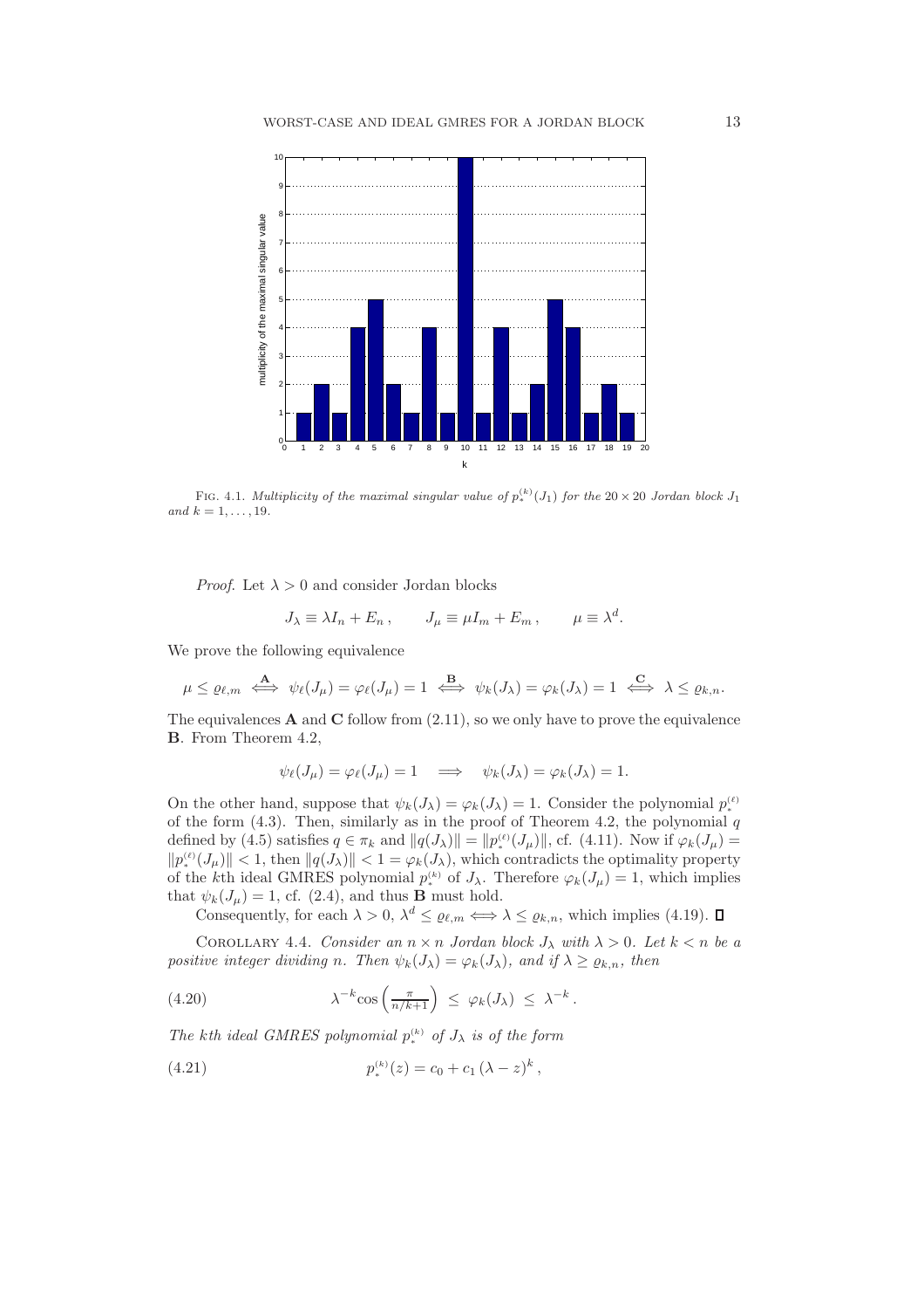Fig. 4.1. *Multiplicity of the maximal singular value of $p_*^{(k)}(J_1)$ for the $20 \times 20$ Jordan block $J_1$ and $k = 1, \ldots, 19$.*

*Proof.* Let $\lambda > 0$ and consider Jordan blocks

$$J_\lambda \equiv \lambda I_n + E_n\,, \qquad J_\mu \equiv \mu I_m + E_m\,, \qquad \mu \equiv \lambda^d.$$

We prove the following equivalence

$$\mu \leq \varrho_{\ell,m} \overset{\mathbf{A}}{\iff} \psi_\ell(J_\mu) = \varphi_\ell(J_\mu) = 1 \overset{\mathbf{B}}{\iff} \psi_k(J_\lambda) = \varphi_k(J_\lambda) = 1 \overset{\mathbf{C}}{\iff} \lambda \leq \varrho_{k,n}.$$

The equivalences **A** and **C** follow from (2.11), so we only have to prove the equivalence **B**. From Theorem 4.2,

$$\psi_\ell(J_\mu) = \varphi_\ell(J_\mu) = 1 \quad \Longrightarrow \quad \psi_k(J_\lambda) = \varphi_k(J_\lambda) = 1.$$

On the other hand, suppose that $\psi_k(J_\lambda) = \varphi_k(J_\lambda) = 1$. Consider the polynomial $p_*^{(\ell)}$ of the form (4.3). Then, similarly as in the proof of Theorem 4.2, the polynomial $q$ defined by (4.5) satisfies $q \in \pi_k$ and $\|q(J_\lambda)\| = \|p_*^{(\ell)}(J_\mu)\|$, cf. (4.11). Now if $\varphi_k(J_\mu) = \|p_*^{(\ell)}(J_\mu)\| < 1$, then $\|q(J_\lambda)\| < 1 = \varphi_k(J_\lambda)$, which contradicts the optimality property of the $k$th ideal GMRES polynomial $p_*^{(k)}$ of $J_\lambda$. Therefore $\varphi_k(J_\mu) = 1$, which implies that $\psi_k(J_\mu) = 1$, cf. (2.4), and thus **B** must hold.

Consequently, for each $\lambda > 0$, $\lambda^d \leq \varrho_{\ell,m} \iff \lambda \leq \varrho_{k,n}$, which implies (4.19). ∎

Corollary 4.4. *Consider an $n \times n$ Jordan block $J_\lambda$ with $\lambda > 0$. Let $k < n$ be a positive integer dividing $n$. Then $\psi_k(J_\lambda) = \varphi_k(J_\lambda)$, and if $\lambda \geq \varrho_{k,n}$, then*

$$\lambda^{-k} \cos\left(\tfrac{\pi}{n/k+1}\right) \;\leq\; \varphi_k(J_\lambda) \;\leq\; \lambda^{-k}\,. \tag{4.20}$$

*The $k$th ideal GMRES polynomial $p_*^{(k)}$ of $J_\lambda$ is of the form*

$$p_*^{(k)}(z) = c_0 + c_1\,(\lambda - z)^k\,, \tag{4.21}$$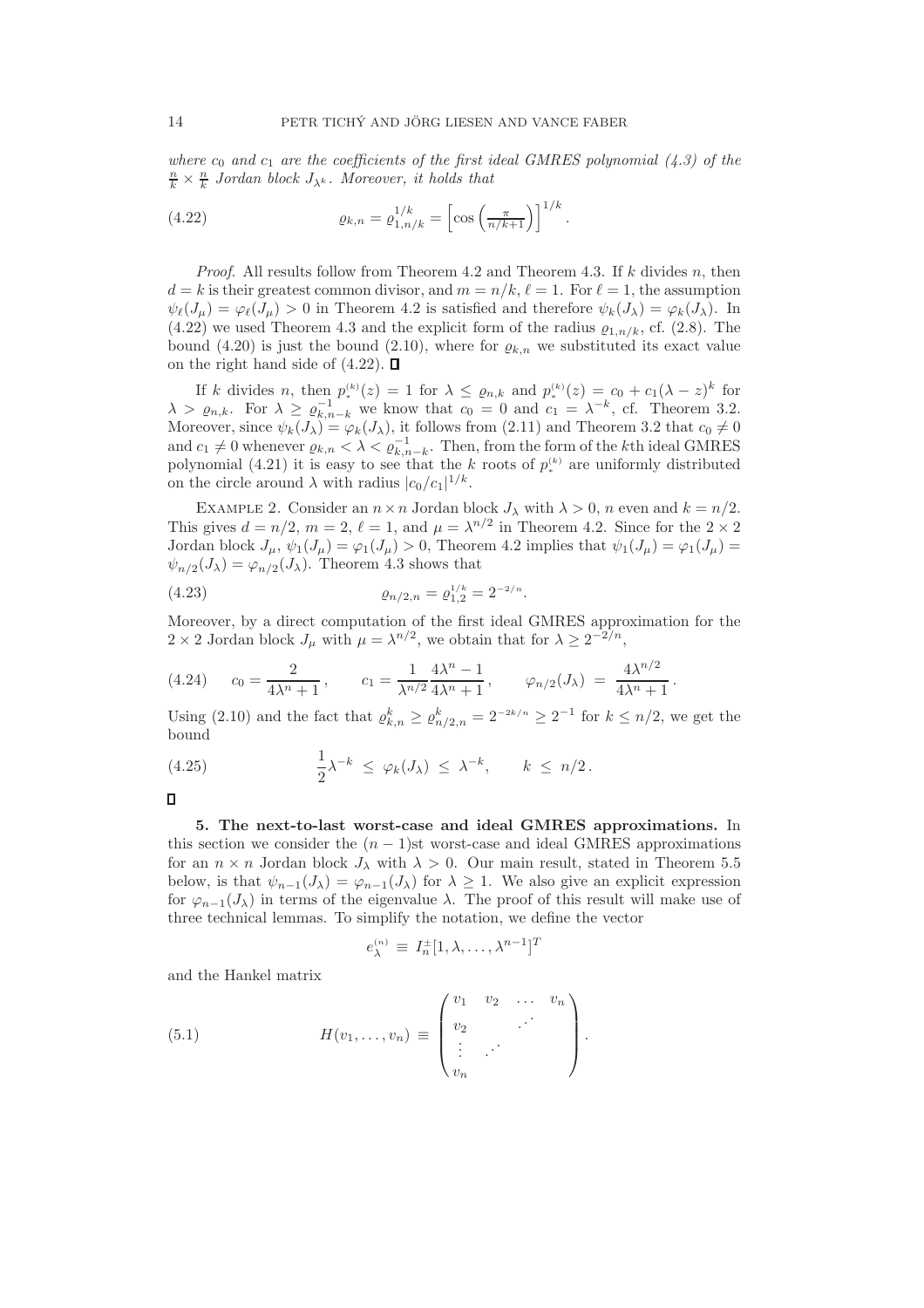*where $c_0$ and $c_1$ are the coefficients of the first ideal GMRES polynomial (4.3) of the $\frac{n}{k} \times \frac{n}{k}$ Jordan block $J_{\lambda^k}$. Moreover, it holds that*

$$\varrho_{k,n} = \varrho_{1,n/k}^{1/k} = \left[\cos\left(\tfrac{\pi}{n/k+1}\right)\right]^{1/k}. \tag{4.22}$$

*Proof.* All results follow from Theorem 4.2 and Theorem 4.3. If $k$ divides $n$, then $d = k$ is their greatest common divisor, and $m = n/k$, $\ell = 1$. For $\ell = 1$, the assumption $\psi_\ell(J_\mu) = \varphi_\ell(J_\mu) > 0$ in Theorem 4.2 is satisfied and therefore $\psi_k(J_\lambda) = \varphi_k(J_\lambda)$. In (4.22) we used Theorem 4.3 and the explicit form of the radius $\varrho_{1,n/k}$, cf. (2.8). The bound (4.20) is just the bound (2.10), where for $\varrho_{k,n}$ we substituted its exact value on the right hand side of (4.22). $\square$

If $k$ divides $n$, then $p_*^{(k)}(z) = 1$ for $\lambda \le \varrho_{n,k}$ and $p_*^{(k)}(z) = c_0 + c_1(\lambda - z)^k$ for $\lambda > \varrho_{n,k}$. For $\lambda \ge \varrho_{k,n-k}^{-1}$ we know that $c_0 = 0$ and $c_1 = \lambda^{-k}$, cf. Theorem 3.2. Moreover, since $\psi_k(J_\lambda) = \varphi_k(J_\lambda)$, it follows from (2.11) and Theorem 3.2 that $c_0 \neq 0$ and $c_1 \neq 0$ whenever $\varrho_{k,n} < \lambda < \varrho_{k,n-k}^{-1}$. Then, from the form of the $k$th ideal GMRES polynomial (4.21) it is easy to see that the $k$ roots of $p_*^{(k)}$ are uniformly distributed on the circle around $\lambda$ with radius $|c_0/c_1|^{1/k}$.

Example 2. Consider an $n \times n$ Jordan block $J_\lambda$ with $\lambda > 0$, $n$ even and $k = n/2$. This gives $d = n/2$, $m = 2$, $\ell = 1$, and $\mu = \lambda^{n/2}$ in Theorem 4.2. Since for the $2 \times 2$ Jordan block $J_\mu$, $\psi_1(J_\mu) = \varphi_1(J_\mu) > 0$, Theorem 4.2 implies that $\psi_1(J_\mu) = \varphi_1(J_\mu) = \psi_{n/2}(J_\lambda) = \varphi_{n/2}(J_\lambda)$. Theorem 4.3 shows that

$$\varrho_{n/2,n} = \varrho_{1,2}^{1/k} = 2^{-2/n}. \tag{4.23}$$

Moreover, by a direct computation of the first ideal GMRES approximation for the $2 \times 2$ Jordan block $J_\mu$ with $\mu = \lambda^{n/2}$, we obtain that for $\lambda \ge 2^{-2/n}$,

$$c_0 = \frac{2}{4\lambda^n + 1}, \qquad c_1 = \frac{1}{\lambda^{n/2}} \frac{4\lambda^n - 1}{4\lambda^n + 1}, \qquad \varphi_{n/2}(J_\lambda) = \frac{4\lambda^{n/2}}{4\lambda^n + 1}. \tag{4.24}$$

Using (2.10) and the fact that $\varrho_{k,n}^k \ge \varrho_{n/2,n}^k = 2^{-2k/n} \ge 2^{-1}$ for $k \le n/2$, we get the bound

$$\frac{1}{2}\lambda^{-k} \le \varphi_k(J_\lambda) \le \lambda^{-k}, \qquad k \le n/2. \tag{4.25}$$

$\square$

**5. The next-to-last worst-case and ideal GMRES approximations.** In this section we consider the $(n-1)$st worst-case and ideal GMRES approximations for an $n \times n$ Jordan block $J_\lambda$ with $\lambda > 0$. Our main result, stated in Theorem 5.5 below, is that $\psi_{n-1}(J_\lambda) = \varphi_{n-1}(J_\lambda)$ for $\lambda \ge 1$. We also give an explicit expression for $\varphi_{n-1}(J_\lambda)$ in terms of the eigenvalue $\lambda$. The proof of this result will make use of three technical lemmas. To simplify the notation, we define the vector

$$e_\lambda^{(n)} \equiv I_n^{\pm}[1, \lambda, \ldots, \lambda^{n-1}]^T$$

and the Hankel matrix

$$H(v_1, \ldots, v_n) \equiv \begin{pmatrix} v_1 & v_2 & \ldots & v_n \\ v_2 & & \iddots & \\ \vdots & \iddots & & \\ v_n & & & \end{pmatrix}. \tag{5.1}$$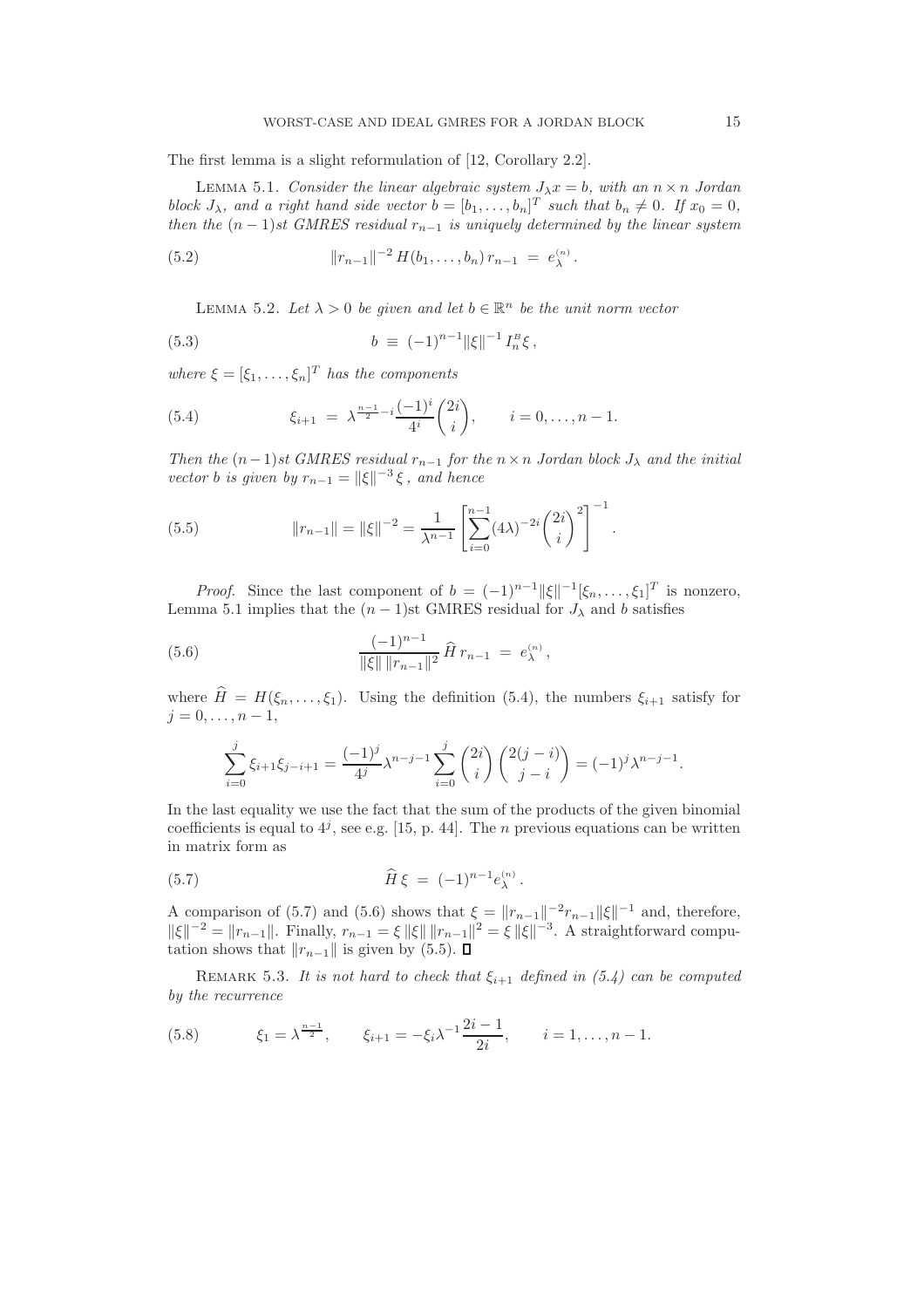The first lemma is a slight reformulation of [12, Corollary 2.2].

Lemma 5.1. *Consider the linear algebraic system $J_\lambda x = b$, with an $n \times n$ Jordan block $J_\lambda$, and a right hand side vector $b = [b_1, \ldots, b_n]^T$ such that $b_n \neq 0$. If $x_0 = 0$, then the $(n-1)$st GMRES residual $r_{n-1}$ is uniquely determined by the linear system*

$$\|r_{n-1}\|^{-2} H(b_1, \ldots, b_n)\, r_{n-1} \;=\; e_\lambda^{(n)}. \tag{5.2}$$

Lemma 5.2. *Let $\lambda > 0$ be given and let $b \in \mathbb{R}^n$ be the unit norm vector*

$$b \;\equiv\; (-1)^{n-1} \|\xi\|^{-1} I_n^B \xi\,, \tag{5.3}$$

*where $\xi = [\xi_1, \ldots, \xi_n]^T$ has the components*

$$\xi_{i+1} \;=\; \lambda^{\frac{n-1}{2}-i} \frac{(-1)^i}{4^i} \binom{2i}{i}, \qquad i = 0, \ldots, n-1. \tag{5.4}$$

*Then the $(n-1)$st GMRES residual $r_{n-1}$ for the $n \times n$ Jordan block $J_\lambda$ and the initial vector $b$ is given by $r_{n-1} = \|\xi\|^{-3}\,\xi$, and hence*

$$\|r_{n-1}\| = \|\xi\|^{-2} = \frac{1}{\lambda^{n-1}} \left[ \sum_{i=0}^{n-1} (4\lambda)^{-2i} \binom{2i}{i}^2 \right]^{-1}. \tag{5.5}$$

*Proof.* Since the last component of $b = (-1)^{n-1}\|\xi\|^{-1}[\xi_n, \ldots, \xi_1]^T$ is nonzero, Lemma 5.1 implies that the $(n-1)$st GMRES residual for $J_\lambda$ and $b$ satisfies

$$\frac{(-1)^{n-1}}{\|\xi\|\,\|r_{n-1}\|^2}\, \widehat{H}\, r_{n-1} \;=\; e_\lambda^{(n)}, \tag{5.6}$$

where $\widehat{H} = H(\xi_n, \ldots, \xi_1)$. Using the definition (5.4), the numbers $\xi_{i+1}$ satisfy for $j = 0, \ldots, n-1$,

$$\sum_{i=0}^{j} \xi_{i+1}\xi_{j-i+1} = \frac{(-1)^j}{4^j} \lambda^{n-j-1} \sum_{i=0}^{j} \binom{2i}{i} \binom{2(j-i)}{j-i} = (-1)^j \lambda^{n-j-1}.$$

In the last equality we use the fact that the sum of the products of the given binomial coefficients is equal to $4^j$, see e.g. [15, p. 44]. The $n$ previous equations can be written in matrix form as

$$\widehat{H}\,\xi \;=\; (-1)^{n-1} e_\lambda^{(n)}. \tag{5.7}$$

A comparison of (5.7) and (5.6) shows that $\xi = \|r_{n-1}\|^{-2} r_{n-1} \|\xi\|^{-1}$ and, therefore, $\|\xi\|^{-2} = \|r_{n-1}\|$. Finally, $r_{n-1} = \xi\,\|\xi\|\,\|r_{n-1}\|^2 = \xi\,\|\xi\|^{-3}$. A straightforward computation shows that $\|r_{n-1}\|$ is given by (5.5). ∎

Remark 5.3. *It is not hard to check that $\xi_{i+1}$ defined in (5.4) can be computed by the recurrence*

$$\xi_1 = \lambda^{\frac{n-1}{2}}, \qquad \xi_{i+1} = -\xi_i \lambda^{-1} \frac{2i-1}{2i}, \qquad i = 1, \ldots, n-1. \tag{5.8}$$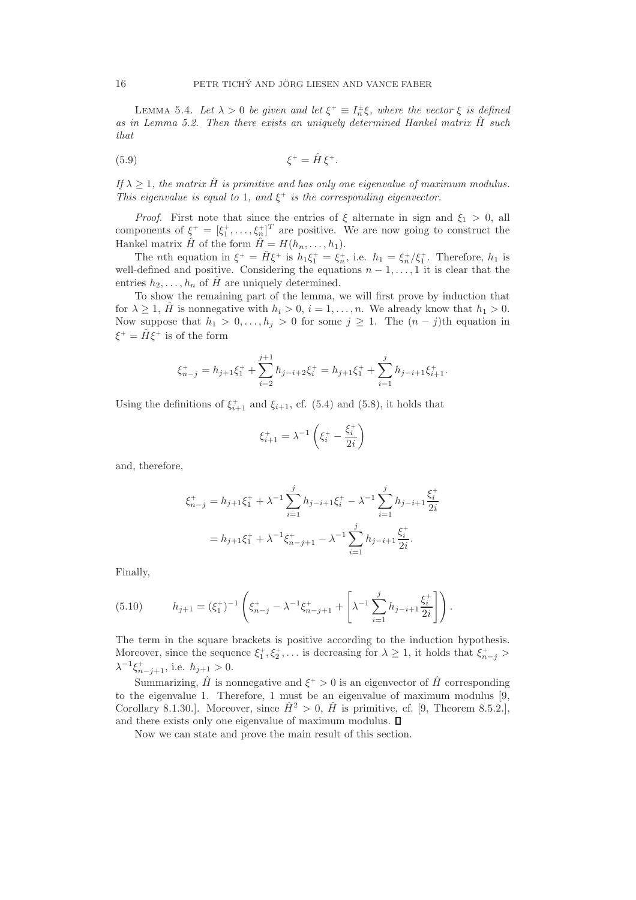**Lemma 5.4.** *Let $\lambda > 0$ be given and let $\xi^+ \equiv I_n^{\pm}\xi$, where the vector $\xi$ is defined as in Lemma 5.2. Then there exists an uniquely determined Hankel matrix $\hat{H}$ such that*

$$\xi^+ = \hat{H}\,\xi^+. \tag{5.9}$$

*If $\lambda \geq 1$, the matrix $\hat{H}$ is primitive and has only one eigenvalue of maximum modulus. This eigenvalue is equal to 1, and $\xi^+$ is the corresponding eigenvector.*

*Proof.* First note that since the entries of $\xi$ alternate in sign and $\xi_1 > 0$, all components of $\xi^+ = [\xi_1^+, \ldots, \xi_n^+]^T$ are positive. We are now going to construct the Hankel matrix $\hat{H}$ of the form $\hat{H} = H(h_n, \ldots, h_1)$.

The $n$th equation in $\xi^+ = \hat{H}\xi^+$ is $h_1\xi_1^+ = \xi_n^+$, i.e. $h_1 = \xi_n^+/\xi_1^+$. Therefore, $h_1$ is well-defined and positive. Considering the equations $n-1, \ldots, 1$ it is clear that the entries $h_2, \ldots, h_n$ of $\hat{H}$ are uniquely determined.

To show the remaining part of the lemma, we will first prove by induction that for $\lambda \geq 1$, $\hat{H}$ is nonnegative with $h_i > 0$, $i = 1, \ldots, n$. We already know that $h_1 > 0$. Now suppose that $h_1 > 0, \ldots, h_j > 0$ for some $j \geq 1$. The $(n-j)$th equation in $\xi^+ = \hat{H}\xi^+$ is of the form

$$\xi_{n-j}^+ = h_{j+1}\xi_1^+ + \sum_{i=2}^{j+1} h_{j-i+2}\xi_i^+ = h_{j+1}\xi_1^+ + \sum_{i=1}^{j} h_{j-i+1}\xi_{i+1}^+.$$

Using the definitions of $\xi_{i+1}^+$ and $\xi_{i+1}$, cf. (5.4) and (5.8), it holds that

$$\xi_{i+1}^+ = \lambda^{-1}\left(\xi_i^+ - \frac{\xi_i^+}{2i}\right)$$

and, therefore,

$$\begin{aligned}
\xi_{n-j}^+ &= h_{j+1}\xi_1^+ + \lambda^{-1}\sum_{i=1}^{j} h_{j-i+1}\xi_i^+ - \lambda^{-1}\sum_{i=1}^{j} h_{j-i+1}\frac{\xi_i^+}{2i} \\
&= h_{j+1}\xi_1^+ + \lambda^{-1}\xi_{n-j+1}^+ - \lambda^{-1}\sum_{i=1}^{j} h_{j-i+1}\frac{\xi_i^+}{2i}.
\end{aligned}$$

Finally,

$$h_{j+1} = (\xi_1^+)^{-1}\left(\xi_{n-j}^+ - \lambda^{-1}\xi_{n-j+1}^+ + \left[\lambda^{-1}\sum_{i=1}^{j} h_{j-i+1}\frac{\xi_i^+}{2i}\right]\right). \tag{5.10}$$

The term in the square brackets is positive according to the induction hypothesis. Moreover, since the sequence $\xi_1^+, \xi_2^+, \ldots$ is decreasing for $\lambda \geq 1$, it holds that $\xi_{n-j}^+ > \lambda^{-1}\xi_{n-j+1}^+$, i.e. $h_{j+1} > 0$.

Summarizing, $\hat{H}$ is nonnegative and $\xi^+ > 0$ is an eigenvector of $\hat{H}$ corresponding to the eigenvalue 1. Therefore, 1 must be an eigenvalue of maximum modulus [9, Corollary 8.1.30.]. Moreover, since $\hat{H}^2 > 0$, $\hat{H}$ is primitive, cf. [9, Theorem 8.5.2.], and there exists only one eigenvalue of maximum modulus. ∎

Now we can state and prove the main result of this section.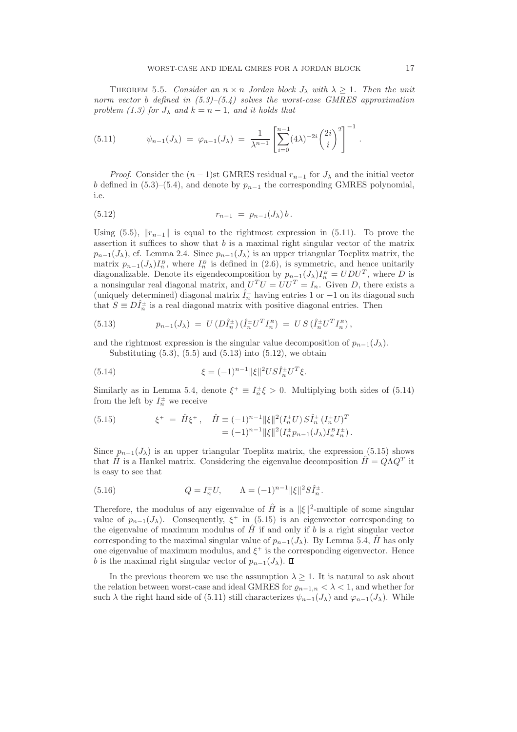**Theorem 5.5.** *Consider an $n \times n$ Jordan block $J_\lambda$ with $\lambda \geq 1$. Then the unit norm vector $b$ defined in (5.3)–(5.4) solves the worst-case GMRES approximation problem (1.3) for $J_\lambda$ and $k = n-1$, and it holds that*

$$\psi_{n-1}(J_\lambda) \;=\; \varphi_{n-1}(J_\lambda) \;=\; \frac{1}{\lambda^{n-1}} \left[ \sum_{i=0}^{n-1} (4\lambda)^{-2i} \binom{2i}{i}^2 \right]^{-1}. \tag{5.11}$$

*Proof.* Consider the $(n-1)$st GMRES residual $r_{n-1}$ for $J_\lambda$ and the initial vector $b$ defined in (5.3)–(5.4), and denote by $p_{n-1}$ the corresponding GMRES polynomial, i.e.

$$r_{n-1} \;=\; p_{n-1}(J_\lambda)\, b\,. \tag{5.12}$$

Using (5.5), $\|r_{n-1}\|$ is equal to the rightmost expression in (5.11). To prove the assertion it suffices to show that $b$ is a maximal right singular vector of the matrix $p_{n-1}(J_\lambda)$, cf. Lemma 2.4. Since $p_{n-1}(J_\lambda)$ is an upper triangular Toeplitz matrix, the matrix $p_{n-1}(J_\lambda) I_n^{B}$, where $I_n^{B}$ is defined in (2.6), is symmetric, and hence unitarily diagonalizable. Denote its eigendecomposition by $p_{n-1}(J_\lambda) I_n^{B} = U D U^T$, where $D$ is a nonsingular real diagonal matrix, and $U^T U = U U^T = I_n$. Given $D$, there exists a (uniquely determined) diagonal matrix $\hat{I}_n^{\pm}$ having entries $1$ or $-1$ on its diagonal such that $S \equiv D \hat{I}_n^{\pm}$ is a real diagonal matrix with positive diagonal entries. Then

$$p_{n-1}(J_\lambda) \;=\; U\,(D\hat{I}_n^{\pm})\,(\hat{I}_n^{\pm} U^T I_n^{B}) \;=\; U\,S\,(\hat{I}_n^{\pm} U^T I_n^{B})\,, \tag{5.13}$$

and the rightmost expression is the singular value decomposition of $p_{n-1}(J_\lambda)$.

Substituting (5.3), (5.5) and (5.13) into (5.12), we obtain

$$\xi = (-1)^{n-1} \|\xi\|^2 U S \hat{I}_n^{\pm} U^T \xi. \tag{5.14}$$

Similarly as in Lemma 5.4, denote $\xi^{+} \equiv I_n^{\pm} \xi > 0$. Multiplying both sides of (5.14) from the left by $I_n^{\pm}$ we receive

$$\begin{aligned} \xi^{+} \;=\; \hat{H} \xi^{+}\,, \quad \hat{H} &\equiv (-1)^{n-1} \|\xi\|^2 (I_n^{\pm} U)\, S \hat{I}_n^{\pm}\, (I_n^{\pm} U)^T \\ &= (-1)^{n-1} \|\xi\|^2 (I_n^{\pm} p_{n-1}(J_\lambda) I_n^{B} I_n^{\pm})\,. \end{aligned} \tag{5.15}$$

Since $p_{n-1}(J_\lambda)$ is an upper triangular Toeplitz matrix, the expression (5.15) shows that $\hat{H}$ is a Hankel matrix. Considering the eigenvalue decomposition $\hat{H} = Q \Lambda Q^T$ it is easy to see that

$$Q = I_n^{\pm} U, \qquad \Lambda = (-1)^{n-1} \|\xi\|^2 S \hat{I}_n^{\pm}. \tag{5.16}$$

Therefore, the modulus of any eigenvalue of $\hat{H}$ is a $\|\xi\|^2$-multiple of some singular value of $p_{n-1}(J_\lambda)$. Consequently, $\xi^{+}$ in (5.15) is an eigenvector corresponding to the eigenvalue of maximum modulus of $\hat{H}$ if and only if $b$ is a right singular vector corresponding to the maximal singular value of $p_{n-1}(J_\lambda)$. By Lemma 5.4, $\hat{H}$ has only one eigenvalue of maximum modulus, and $\xi^{+}$ is the corresponding eigenvector. Hence $b$ is the maximal right singular vector of $p_{n-1}(J_\lambda)$. ∎

In the previous theorem we use the assumption $\lambda \geq 1$. It is natural to ask about the relation between worst-case and ideal GMRES for $\varrho_{n-1,n} < \lambda < 1$, and whether for such $\lambda$ the right hand side of (5.11) still characterizes $\psi_{n-1}(J_\lambda)$ and $\varphi_{n-1}(J_\lambda)$. While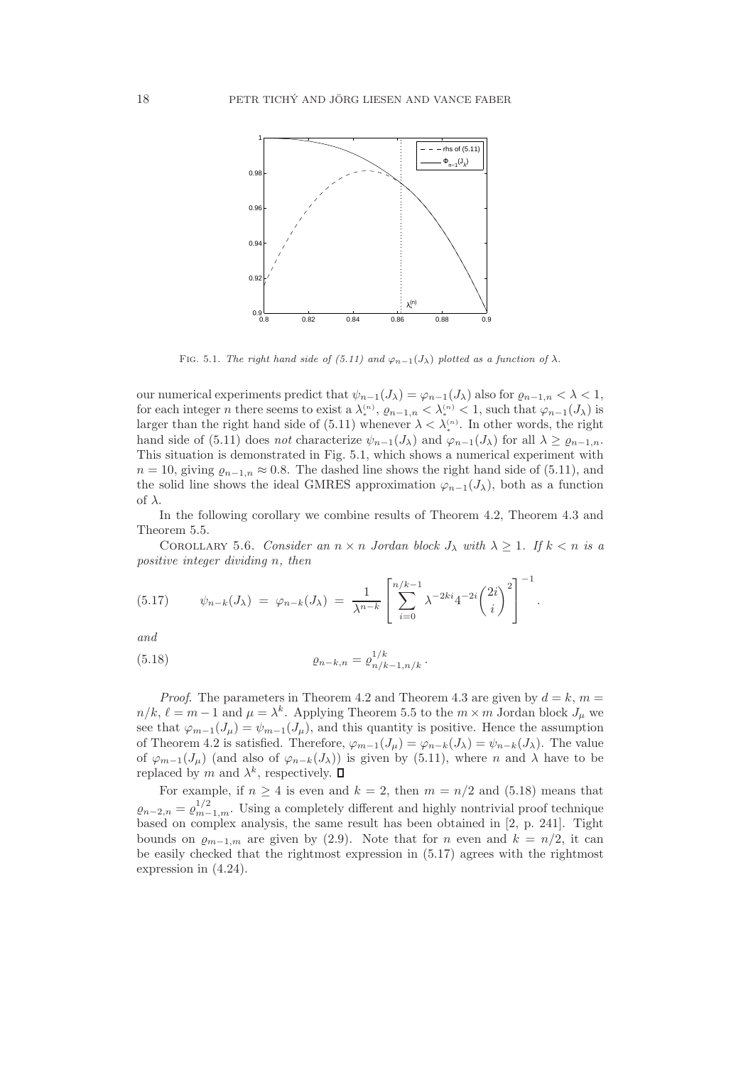FIG. 5.1. *The right hand side of (5.11) and $\varphi_{n-1}(J_\lambda)$ plotted as a function of $\lambda$.*

our numerical experiments predict that $\psi_{n-1}(J_\lambda) = \varphi_{n-1}(J_\lambda)$ also for $\varrho_{n-1,n} < \lambda < 1$, for each integer $n$ there seems to exist a $\lambda_*^{(n)}$, $\varrho_{n-1,n} < \lambda_*^{(n)} < 1$, such that $\varphi_{n-1}(J_\lambda)$ is larger than the right hand side of (5.11) whenever $\lambda < \lambda_*^{(n)}$. In other words, the right hand side of (5.11) does *not* characterize $\psi_{n-1}(J_\lambda)$ and $\varphi_{n-1}(J_\lambda)$ for all $\lambda \geq \varrho_{n-1,n}$. This situation is demonstrated in Fig. 5.1, which shows a numerical experiment with $n = 10$, giving $\varrho_{n-1,n} \approx 0.8$. The dashed line shows the right hand side of (5.11), and the solid line shows the ideal GMRES approximation $\varphi_{n-1}(J_\lambda)$, both as a function of $\lambda$.

In the following corollary we combine results of Theorem 4.2, Theorem 4.3 and Theorem 5.5.

COROLLARY 5.6. *Consider an $n \times n$ Jordan block $J_\lambda$ with $\lambda \geq 1$. If $k < n$ is a positive integer dividing $n$, then*

$$\psi_{n-k}(J_\lambda) \;=\; \varphi_{n-k}(J_\lambda) \;=\; \frac{1}{\lambda^{n-k}} \left[ \sum_{i=0}^{n/k-1} \lambda^{-2ki} 4^{-2i} \binom{2i}{i}^2 \right]^{-1}. \tag{5.17}$$

*and*

$$\varrho_{n-k,n} = \varrho_{n/k-1,n/k}^{1/k}. \tag{5.18}$$

*Proof.* The parameters in Theorem 4.2 and Theorem 4.3 are given by $d = k$, $m = n/k$, $\ell = m - 1$ and $\mu = \lambda^k$. Applying Theorem 5.5 to the $m \times m$ Jordan block $J_\mu$ we see that $\varphi_{m-1}(J_\mu) = \psi_{m-1}(J_\mu)$, and this quantity is positive. Hence the assumption of Theorem 4.2 is satisfied. Therefore, $\varphi_{m-1}(J_\mu) = \varphi_{n-k}(J_\lambda) = \psi_{n-k}(J_\lambda)$. The value of $\varphi_{m-1}(J_\mu)$ (and also of $\varphi_{n-k}(J_\lambda)$) is given by (5.11), where $n$ and $\lambda$ have to be replaced by $m$ and $\lambda^k$, respectively. ∎

For example, if $n \geq 4$ is even and $k = 2$, then $m = n/2$ and (5.18) means that $\varrho_{n-2,n} = \varrho_{m-1,m}^{1/2}$. Using a completely different and highly nontrivial proof technique based on complex analysis, the same result has been obtained in [2, p. 241]. Tight bounds on $\varrho_{m-1,m}$ are given by (2.9). Note that for $n$ even and $k = n/2$, it can be easily checked that the rightmost expression in (5.17) agrees with the rightmost expression in (4.24).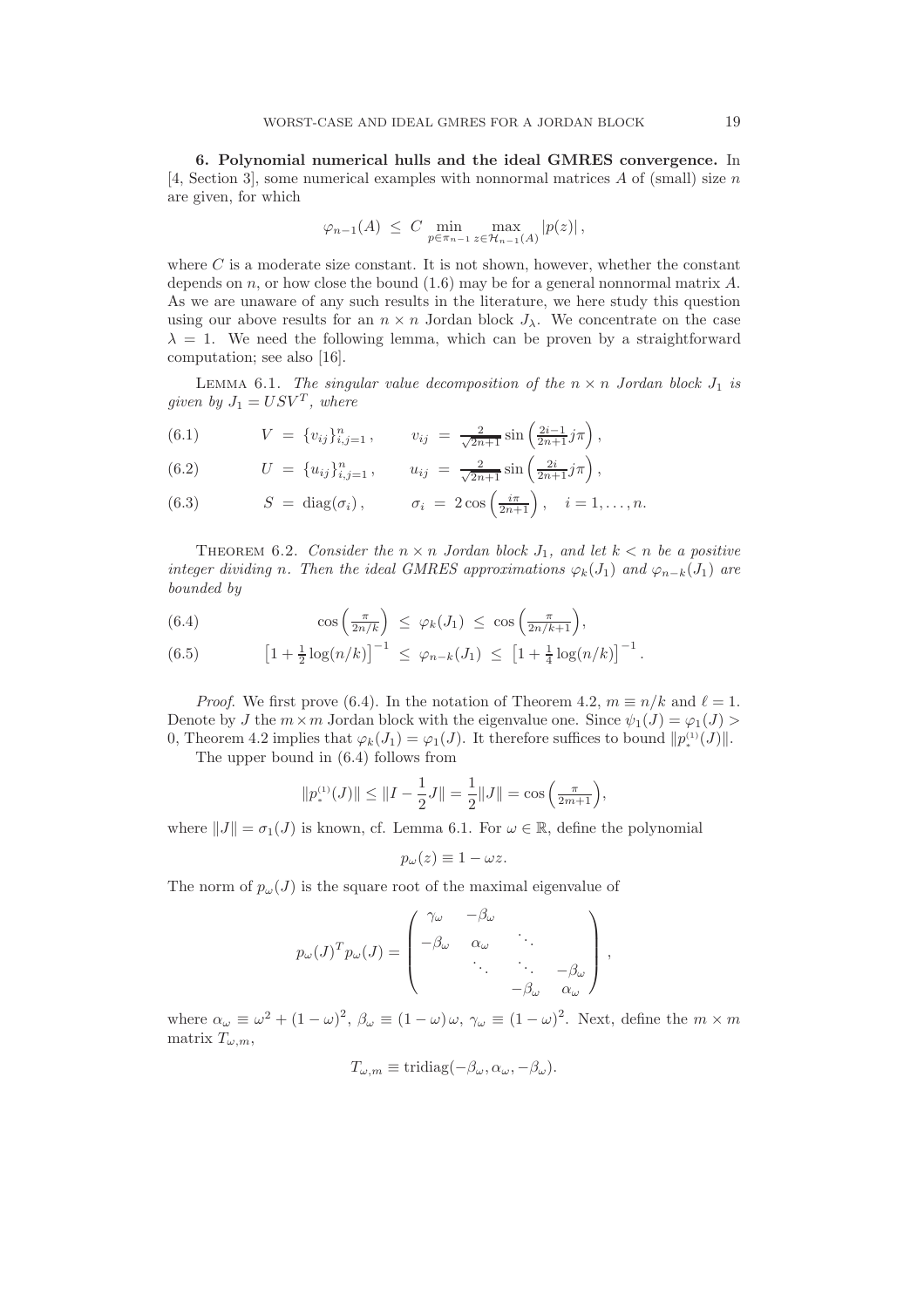**6. Polynomial numerical hulls and the ideal GMRES convergence.** In [4, Section 3], some numerical examples with nonnormal matrices $A$ of (small) size $n$ are given, for which

$$\varphi_{n-1}(A) \;\leq\; C \min_{p\in\pi_{n-1}} \max_{z\in\mathcal{H}_{n-1}(A)} |p(z)|\,,$$

where $C$ is a moderate size constant. It is not shown, however, whether the constant depends on $n$, or how close the bound (1.6) may be for a general nonnormal matrix $A$. As we are unaware of any such results in the literature, we here study this question using our above results for an $n \times n$ Jordan block $J_\lambda$. We concentrate on the case $\lambda = 1$. We need the following lemma, which can be proven by a straightforward computation; see also [16].

LEMMA 6.1. *The singular value decomposition of the $n \times n$ Jordan block $J_1$ is given by $J_1 = USV^T$, where*

$$V \;=\; \{v_{ij}\}_{i,j=1}^n\,, \qquad v_{ij} \;=\; \tfrac{2}{\sqrt{2n+1}} \sin\left(\tfrac{2i-1}{2n+1} j\pi\right), \tag{6.1}$$

$$U \;=\; \{u_{ij}\}_{i,j=1}^n\,, \qquad u_{ij} \;=\; \tfrac{2}{\sqrt{2n+1}} \sin\left(\tfrac{2i}{2n+1} j\pi\right), \tag{6.2}$$

$$S \;=\; \mathrm{diag}(\sigma_i)\,, \qquad \sigma_i \;=\; 2\cos\left(\tfrac{i\pi}{2n+1}\right), \quad i = 1,\ldots,n. \tag{6.3}$$

THEOREM 6.2. *Consider the $n \times n$ Jordan block $J_1$, and let $k < n$ be a positive integer dividing $n$. Then the ideal GMRES approximations $\varphi_k(J_1)$ and $\varphi_{n-k}(J_1)$ are bounded by*

$$\cos\left(\tfrac{\pi}{2n/k}\right) \;\leq\; \varphi_k(J_1) \;\leq\; \cos\left(\tfrac{\pi}{2n/k+1}\right), \tag{6.4}$$

$$\left[1+\tfrac{1}{2}\log(n/k)\right]^{-1} \;\leq\; \varphi_{n-k}(J_1) \;\leq\; \left[1+\tfrac{1}{4}\log(n/k)\right]^{-1}. \tag{6.5}$$

*Proof*. We first prove (6.4). In the notation of Theorem 4.2, $m \equiv n/k$ and $\ell = 1$. Denote by $J$ the $m\times m$ Jordan block with the eigenvalue one. Since $\psi_1(J) = \varphi_1(J) > 0$, Theorem 4.2 implies that $\varphi_k(J_1) = \varphi_1(J)$. It therefore suffices to bound $\|p_*^{(1)}(J)\|$.

The upper bound in (6.4) follows from

$$\|p_*^{(1)}(J)\| \leq \|I - \frac{1}{2}J\| = \frac{1}{2}\|J\| = \cos\left(\tfrac{\pi}{2m+1}\right),$$

where $\|J\| = \sigma_1(J)$ is known, cf. Lemma 6.1. For $\omega \in \mathbb{R}$, define the polynomial

$$p_\omega(z) \equiv 1 - \omega z.$$

The norm of $p_\omega(J)$ is the square root of the maximal eigenvalue of

$$p_\omega(J)^T p_\omega(J) = \begin{pmatrix} \gamma_\omega & -\beta_\omega & & \\ -\beta_\omega & \alpha_\omega & \ddots & \\ & \ddots & \ddots & -\beta_\omega \\ & & -\beta_\omega & \alpha_\omega \end{pmatrix},$$

where $\alpha_\omega \equiv \omega^2 + (1-\omega)^2$, $\beta_\omega \equiv (1-\omega)\,\omega$, $\gamma_\omega \equiv (1-\omega)^2$. Next, define the $m\times m$ matrix $T_{\omega,m}$,

$$T_{\omega,m} \equiv \mathrm{tridiag}(-\beta_\omega, \alpha_\omega, -\beta_\omega).$$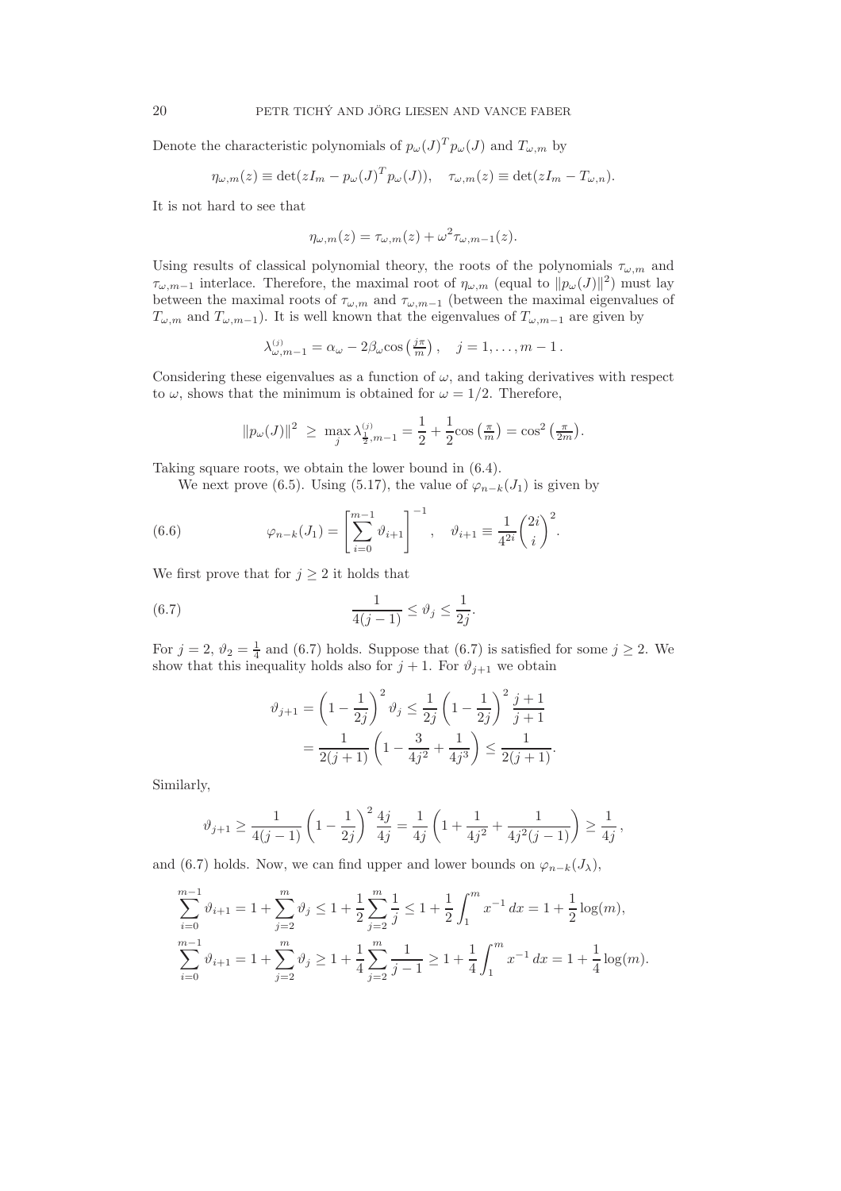Denote the characteristic polynomials of $p_\omega(J)^T p_\omega(J)$ and $T_{\omega,m}$ by

$$\eta_{\omega,m}(z) \equiv \det(zI_m - p_\omega(J)^T p_\omega(J)), \quad \tau_{\omega,m}(z) \equiv \det(zI_m - T_{\omega,n}).$$

It is not hard to see that

$$\eta_{\omega,m}(z) = \tau_{\omega,m}(z) + \omega^2 \tau_{\omega,m-1}(z).$$

Using results of classical polynomial theory, the roots of the polynomials $\tau_{\omega,m}$ and $\tau_{\omega,m-1}$ interlace. Therefore, the maximal root of $\eta_{\omega,m}$ (equal to $\|p_\omega(J)\|^2$) must lay between the maximal roots of $\tau_{\omega,m}$ and $\tau_{\omega,m-1}$ (between the maximal eigenvalues of $T_{\omega,m}$ and $T_{\omega,m-1}$). It is well known that the eigenvalues of $T_{\omega,m-1}$ are given by

$$\lambda_{\omega,m-1}^{(j)} = \alpha_\omega - 2\beta_\omega \cos\left(\tfrac{j\pi}{m}\right), \quad j = 1, \ldots, m-1\,.$$

Considering these eigenvalues as a function of $\omega$, and taking derivatives with respect to $\omega$, shows that the minimum is obtained for $\omega = 1/2$. Therefore,

$$\|p_\omega(J)\|^2 \ \geq\ \max_j \lambda_{\frac{1}{2},m-1}^{(j)} = \frac{1}{2} + \frac{1}{2}\cos\left(\tfrac{\pi}{m}\right) = \cos^2\left(\tfrac{\pi}{2m}\right).$$

Taking square roots, we obtain the lower bound in (6.4).

We next prove (6.5). Using (5.17), the value of $\varphi_{n-k}(J_1)$ is given by

$$\varphi_{n-k}(J_1) = \left[\sum_{i=0}^{m-1} \vartheta_{i+1}\right]^{-1}, \quad \vartheta_{i+1} \equiv \frac{1}{4^{2i}}\binom{2i}{i}^2. \tag{6.6}$$

We first prove that for $j \geq 2$ it holds that

$$\frac{1}{4(j-1)} \leq \vartheta_j \leq \frac{1}{2j}. \tag{6.7}$$

For $j = 2$, $\vartheta_2 = \frac{1}{4}$ and (6.7) holds. Suppose that (6.7) is satisfied for some $j \geq 2$. We show that this inequality holds also for $j+1$. For $\vartheta_{j+1}$ we obtain

$$\begin{aligned}
\vartheta_{j+1} = \left(1 - \frac{1}{2j}\right)^2 \vartheta_j &\leq \frac{1}{2j}\left(1 - \frac{1}{2j}\right)^2 \frac{j+1}{j+1} \\
&= \frac{1}{2(j+1)}\left(1 - \frac{3}{4j^2} + \frac{1}{4j^3}\right) \leq \frac{1}{2(j+1)}.
\end{aligned}$$

Similarly,

$$\vartheta_{j+1} \geq \frac{1}{4(j-1)}\left(1 - \frac{1}{2j}\right)^2 \frac{4j}{4j} = \frac{1}{4j}\left(1 + \frac{1}{4j^2} + \frac{1}{4j^2(j-1)}\right) \geq \frac{1}{4j}\,,$$

and (6.7) holds. Now, we can find upper and lower bounds on $\varphi_{n-k}(J_\lambda)$,

$$\sum_{i=0}^{m-1} \vartheta_{i+1} = 1 + \sum_{j=2}^{m} \vartheta_j \leq 1 + \frac{1}{2}\sum_{j=2}^{m} \frac{1}{j} \leq 1 + \frac{1}{2}\int_1^m x^{-1}\, dx = 1 + \frac{1}{2}\log(m),$$

$$\sum_{i=0}^{m-1} \vartheta_{i+1} = 1 + \sum_{j=2}^{m} \vartheta_j \geq 1 + \frac{1}{4}\sum_{j=2}^{m} \frac{1}{j-1} \geq 1 + \frac{1}{4}\int_1^m x^{-1}\, dx = 1 + \frac{1}{4}\log(m).$$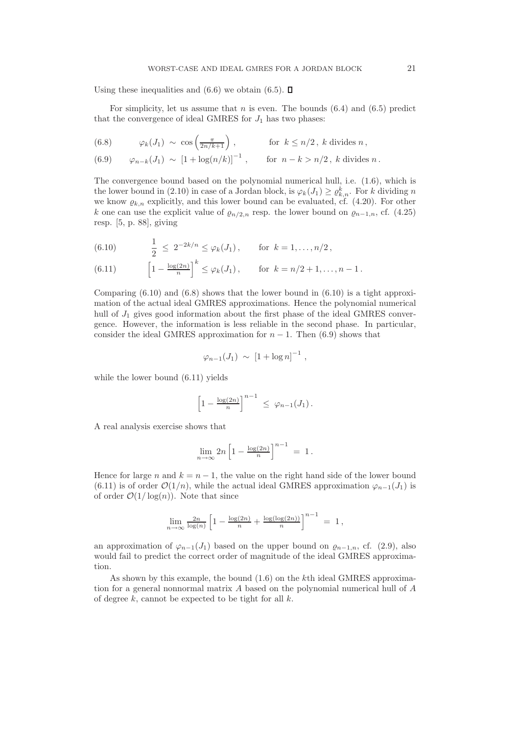Using these inequalities and (6.6) we obtain (6.5). ∎

For simplicity, let us assume that $n$ is even. The bounds (6.4) and (6.5) predict that the convergence of ideal GMRES for $J_1$ has two phases:

$$\varphi_k(J_1) \sim \cos\left(\tfrac{\pi}{2n/k+1}\right), \qquad \text{for } k \leq n/2\,,\ k \text{ divides } n\,, \tag{6.8}$$

$$\varphi_{n-k}(J_1) \sim [1+\log(n/k)]^{-1}\,, \qquad \text{for } n-k > n/2\,,\ k \text{ divides } n\,. \tag{6.9}$$

The convergence bound based on the polynomial numerical hull, i.e. (1.6), which is the lower bound in (2.10) in case of a Jordan block, is $\varphi_k(J_1) \geq \varrho_{k,n}^k$. For $k$ dividing $n$ we know $\varrho_{k,n}$ explicitly, and this lower bound can be evaluated, cf. (4.20). For other $k$ one can use the explicit value of $\varrho_{n/2,n}$ resp. the lower bound on $\varrho_{n-1,n}$, cf. (4.25) resp. [5, p. 88], giving

$$\frac{1}{2} \leq 2^{-2k/n} \leq \varphi_k(J_1)\,, \qquad \text{for } k = 1, \ldots, n/2\,, \tag{6.10}$$

$$\left[1 - \tfrac{\log(2n)}{n}\right]^k \leq \varphi_k(J_1)\,, \qquad \text{for } k = n/2+1, \ldots, n-1\,. \tag{6.11}$$

Comparing (6.10) and (6.8) shows that the lower bound in (6.10) is a tight approximation of the actual ideal GMRES approximations. Hence the polynomial numerical hull of $J_1$ gives good information about the first phase of the ideal GMRES convergence. However, the information is less reliable in the second phase. In particular, consider the ideal GMRES approximation for $n-1$. Then (6.9) shows that

$$\varphi_{n-1}(J_1) \sim [1+\log n]^{-1}\,,$$

while the lower bound (6.11) yields

$$\left[1 - \tfrac{\log(2n)}{n}\right]^{n-1} \leq \varphi_{n-1}(J_1)\,.$$

A real analysis exercise shows that

$$\lim_{n\to\infty} 2n \left[1 - \tfrac{\log(2n)}{n}\right]^{n-1} = 1\,.$$

Hence for large $n$ and $k = n-1$, the value on the right hand side of the lower bound (6.11) is of order $\mathcal{O}(1/n)$, while the actual ideal GMRES approximation $\varphi_{n-1}(J_1)$ is of order $\mathcal{O}(1/\log(n))$. Note that since

$$\lim_{n\to\infty} \tfrac{2n}{\log(n)} \left[1 - \tfrac{\log(2n)}{n} + \tfrac{\log(\log(2n))}{n}\right]^{n-1} = 1\,,$$

an approximation of $\varphi_{n-1}(J_1)$ based on the upper bound on $\varrho_{n-1,n}$, cf. (2.9), also would fail to predict the correct order of magnitude of the ideal GMRES approximation.

As shown by this example, the bound (1.6) on the $k$th ideal GMRES approximation for a general nonnormal matrix $A$ based on the polynomial numerical hull of $A$ of degree $k$, cannot be expected to be tight for all $k$.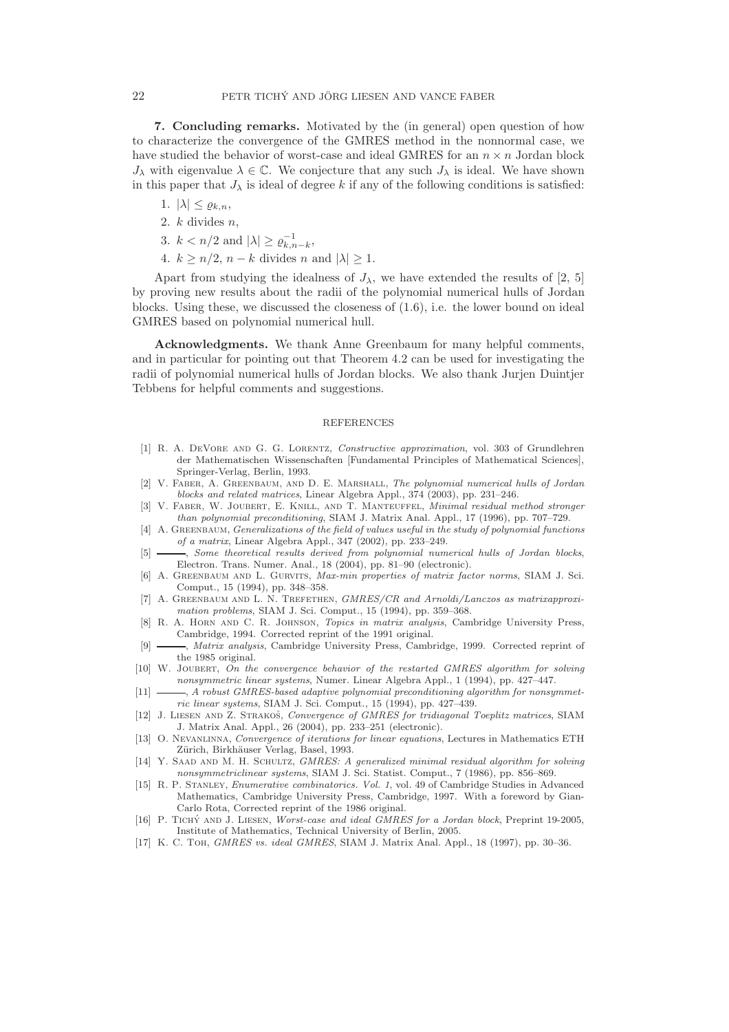**7. Concluding remarks.** Motivated by the (in general) open question of how to characterize the convergence of the GMRES method in the nonnormal case, we have studied the behavior of worst-case and ideal GMRES for an $n \times n$ Jordan block $J_\lambda$ with eigenvalue $\lambda \in \mathbb{C}$. We conjecture that any such $J_\lambda$ is ideal. We have shown in this paper that $J_\lambda$ is ideal of degree $k$ if any of the following conditions is satisfied:

1. $|\lambda| \leq \varrho_{k,n}$,
2. $k$ divides $n$,
3. $k < n/2$ and $|\lambda| \geq \varrho_{k,n-k}^{-1}$,
4. $k \geq n/2$, $n-k$ divides $n$ and $|\lambda| \geq 1$.

Apart from studying the idealness of $J_\lambda$, we have extended the results of [2, 5] by proving new results about the radii of the polynomial numerical hulls of Jordan blocks. Using these, we discussed the closeness of (1.6), i.e. the lower bound on ideal GMRES based on polynomial numerical hull.

**Acknowledgments.** We thank Anne Greenbaum for many helpful comments, and in particular for pointing out that Theorem 4.2 can be used for investigating the radii of polynomial numerical hulls of Jordan blocks. We also thank Jurjen Duintjer Tebbens for helpful comments and suggestions.

## REFERENCES

[1] R. A. DeVore and G. G. Lorentz, *Constructive approximation*, vol. 303 of Grundlehren der Mathematischen Wissenschaften [Fundamental Principles of Mathematical Sciences], Springer-Verlag, Berlin, 1993.

[2] V. Faber, A. Greenbaum, and D. E. Marshall, *The polynomial numerical hulls of Jordan blocks and related matrices*, Linear Algebra Appl., 374 (2003), pp. 231–246.

[3] V. Faber, W. Joubert, E. Knill, and T. Manteuffel, *Minimal residual method stronger than polynomial preconditioning*, SIAM J. Matrix Anal. Appl., 17 (1996), pp. 707–729.

[4] A. Greenbaum, *Generalizations of the field of values useful in the study of polynomial functions of a matrix*, Linear Algebra Appl., 347 (2002), pp. 233–249.

[5] ———, *Some theoretical results derived from polynomial numerical hulls of Jordan blocks*, Electron. Trans. Numer. Anal., 18 (2004), pp. 81–90 (electronic).

[6] A. Greenbaum and L. Gurvits, *Max-min properties of matrix factor norms*, SIAM J. Sci. Comput., 15 (1994), pp. 348–358.

[7] A. Greenbaum and L. N. Trefethen, *GMRES/CR and Arnoldi/Lanczos as matrixapproximation problems*, SIAM J. Sci. Comput., 15 (1994), pp. 359–368.

[8] R. A. Horn and C. R. Johnson, *Topics in matrix analysis*, Cambridge University Press, Cambridge, 1994. Corrected reprint of the 1991 original.

[9] ———, *Matrix analysis*, Cambridge University Press, Cambridge, 1999. Corrected reprint of the 1985 original.

[10] W. Joubert, *On the convergence behavior of the restarted GMRES algorithm for solving nonsymmetric linear systems*, Numer. Linear Algebra Appl., 1 (1994), pp. 427–447.

[11] ———, *A robust GMRES-based adaptive polynomial preconditioning algorithm for nonsymmetric linear systems*, SIAM J. Sci. Comput., 15 (1994), pp. 427–439.

[12] J. Liesen and Z. Strakoš, *Convergence of GMRES for tridiagonal Toeplitz matrices*, SIAM J. Matrix Anal. Appl., 26 (2004), pp. 233–251 (electronic).

[13] O. Nevanlinna, *Convergence of iterations for linear equations*, Lectures in Mathematics ETH Zürich, Birkhäuser Verlag, Basel, 1993.

[14] Y. Saad and M. H. Schultz, *GMRES: A generalized minimal residual algorithm for solving nonsymmetriclinear systems*, SIAM J. Sci. Statist. Comput., 7 (1986), pp. 856–869.

[15] R. P. Stanley, *Enumerative combinatorics. Vol. 1*, vol. 49 of Cambridge Studies in Advanced Mathematics, Cambridge University Press, Cambridge, 1997. With a foreword by Gian-Carlo Rota, Corrected reprint of the 1986 original.

[16] P. Tichý and J. Liesen, *Worst-case and ideal GMRES for a Jordan block*, Preprint 19-2005, Institute of Mathematics, Technical University of Berlin, 2005.

[17] K. C. Toh, *GMRES vs. ideal GMRES*, SIAM J. Matrix Anal. Appl., 18 (1997), pp. 30–36.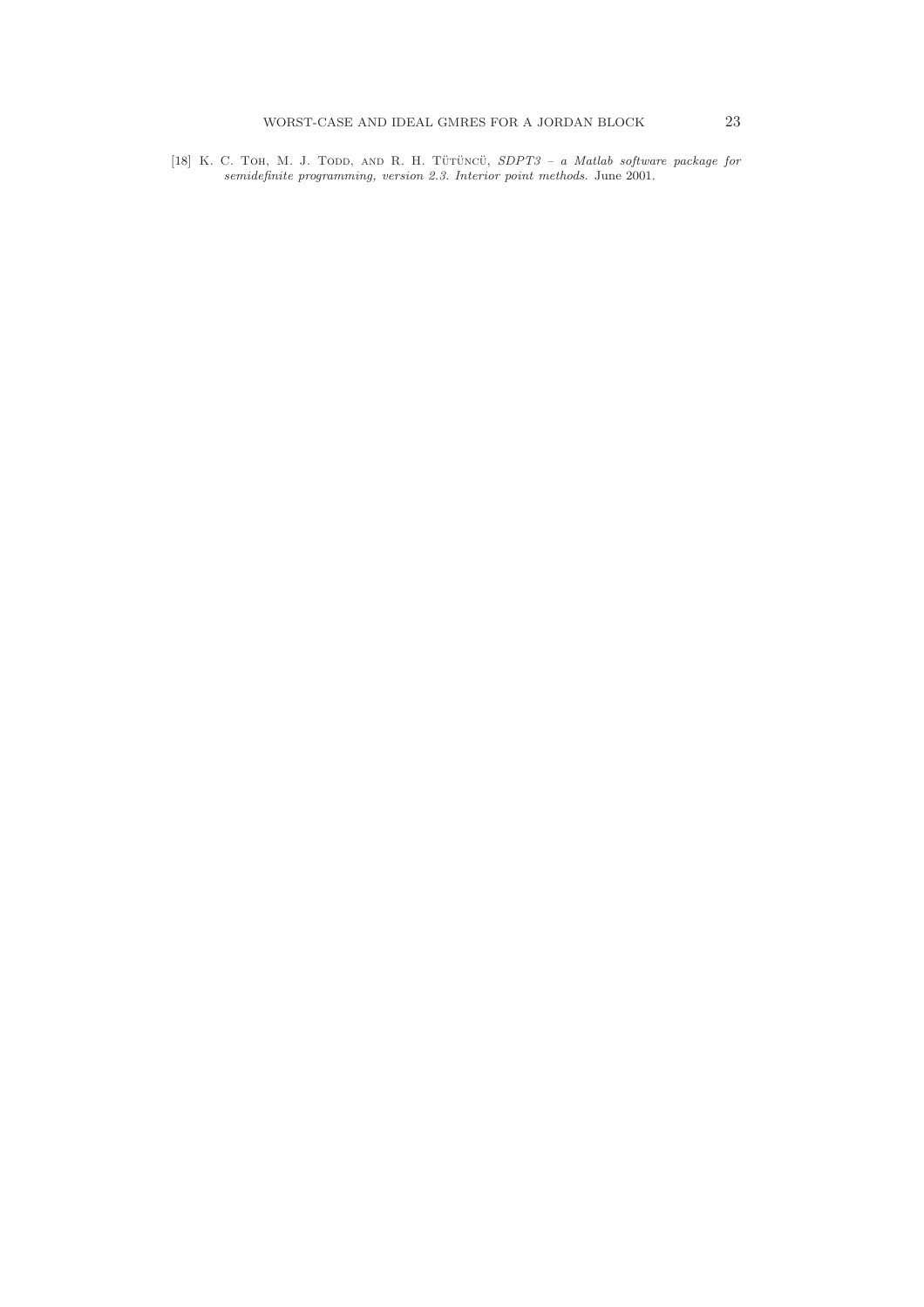[18] K. C. Toh, M. J. Todd, and R. H. Tütüncü, *SDPT3 – a Matlab software package for semidefinite programming, version 2.3. Interior point methods.* June 2001.